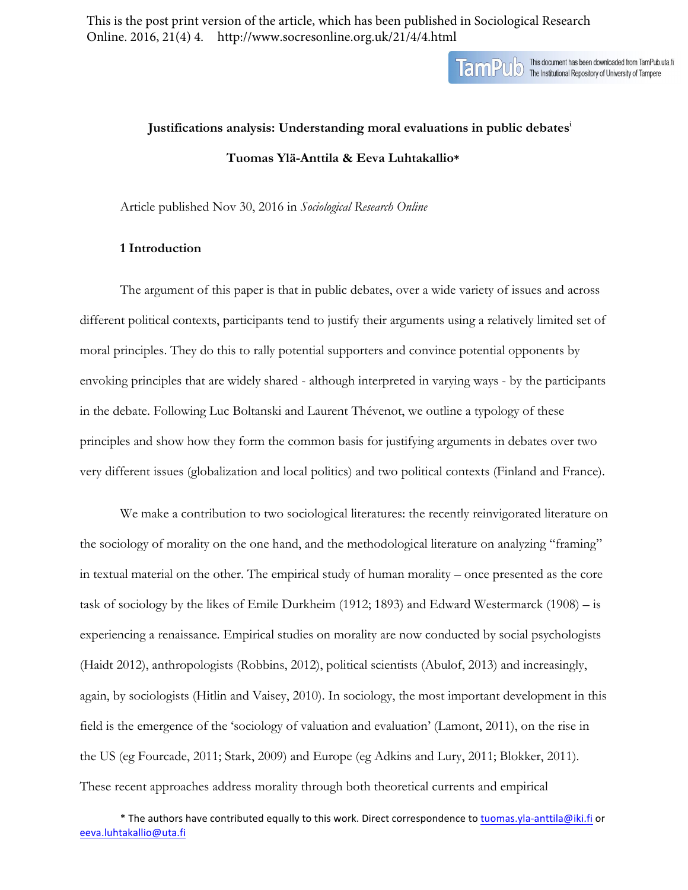This is the post print version of the article, which has been published in Sociological Research Online. 2016, 21(4) 4. http://www.socresonline.org.uk/21/4/4.html

This document has been downloaded from TamPub.uta.fi
The Institutional Repository of University of Tampere

# Justifications analysis: Understanding moral evaluations in public debates[i]

**Tuomas Ylä-Anttila & Eeva Luhtakallio***

Article published Nov 30, 2016 in *Sociological Research Online*

## 1 Introduction

The argument of this paper is that in public debates, over a wide variety of issues and across different political contexts, participants tend to justify their arguments using a relatively limited set of moral principles. They do this to rally potential supporters and convince potential opponents by envoking principles that are widely shared - although interpreted in varying ways - by the participants in the debate. Following Luc Boltanski and Laurent Thévenot, we outline a typology of these principles and show how they form the common basis for justifying arguments in debates over two very different issues (globalization and local politics) and two political contexts (Finland and France).

We make a contribution to two sociological literatures: the recently reinvigorated literature on the sociology of morality on the one hand, and the methodological literature on analyzing "framing" in textual material on the other. The empirical study of human morality – once presented as the core task of sociology by the likes of Emile Durkheim (1912; 1893) and Edward Westermarck (1908) – is experiencing a renaissance. Empirical studies on morality are now conducted by social psychologists (Haidt 2012), anthropologists (Robbins, 2012), political scientists (Abulof, 2013) and increasingly, again, by sociologists (Hitlin and Vaisey, 2010). In sociology, the most important development in this field is the emergence of the 'sociology of valuation and evaluation' (Lamont, 2011), on the rise in the US (eg Fourcade, 2011; Stark, 2009) and Europe (eg Adkins and Lury, 2011; Blokker, 2011). These recent approaches address morality through both theoretical currents and empirical

* The authors have contributed equally to this work. Direct correspondence to tuomas.yla-anttila@iki.fi or eeva.luhtakallio@uta.fi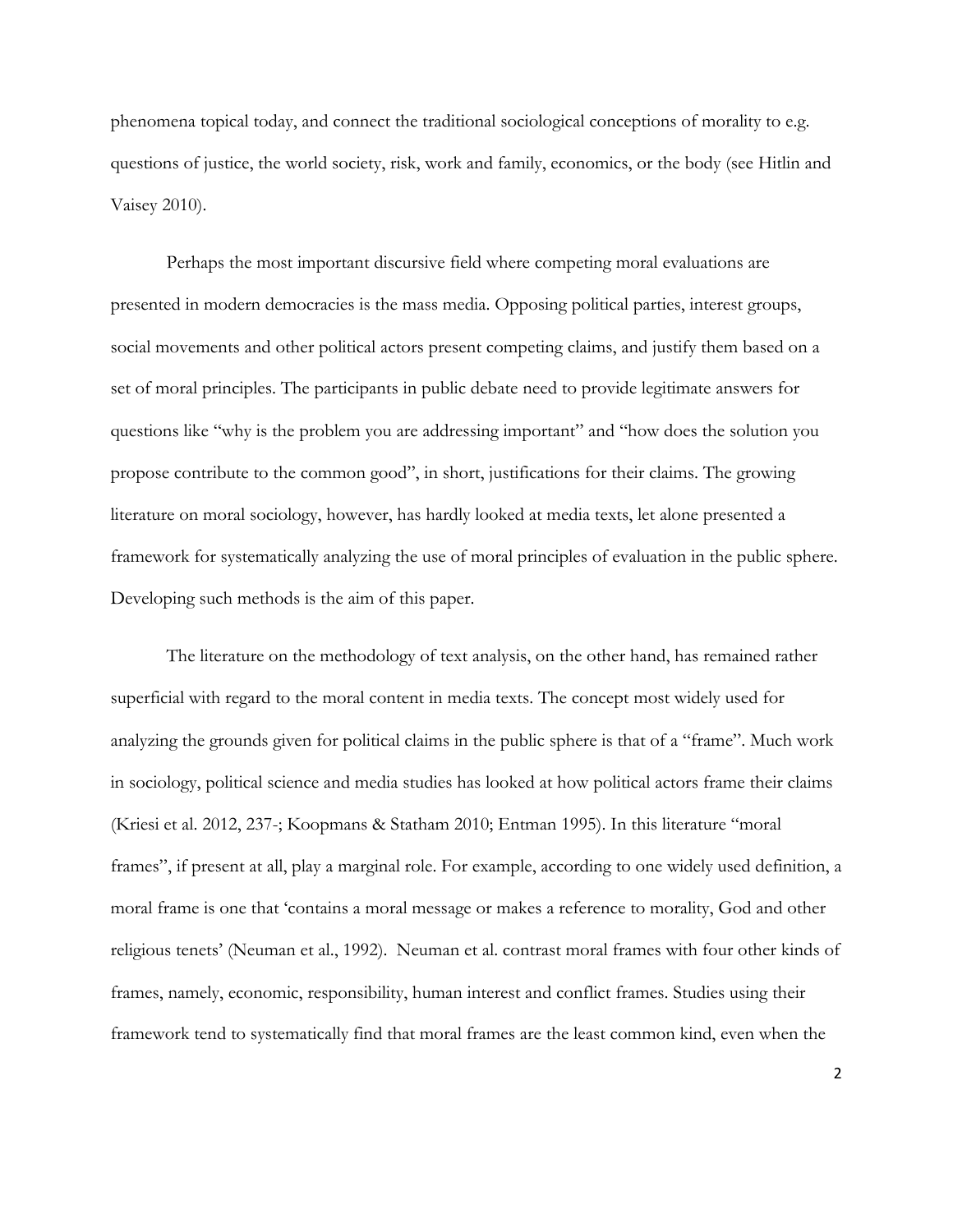phenomena topical today, and connect the traditional sociological conceptions of morality to e.g. questions of justice, the world society, risk, work and family, economics, or the body (see Hitlin and Vaisey 2010).

Perhaps the most important discursive field where competing moral evaluations are presented in modern democracies is the mass media. Opposing political parties, interest groups, social movements and other political actors present competing claims, and justify them based on a set of moral principles. The participants in public debate need to provide legitimate answers for questions like "why is the problem you are addressing important" and "how does the solution you propose contribute to the common good", in short, justifications for their claims. The growing literature on moral sociology, however, has hardly looked at media texts, let alone presented a framework for systematically analyzing the use of moral principles of evaluation in the public sphere. Developing such methods is the aim of this paper.

The literature on the methodology of text analysis, on the other hand, has remained rather superficial with regard to the moral content in media texts. The concept most widely used for analyzing the grounds given for political claims in the public sphere is that of a "frame". Much work in sociology, political science and media studies has looked at how political actors frame their claims (Kriesi et al. 2012, 237-; Koopmans & Statham 2010; Entman 1995). In this literature "moral frames", if present at all, play a marginal role. For example, according to one widely used definition, a moral frame is one that 'contains a moral message or makes a reference to morality, God and other religious tenets' (Neuman et al., 1992). Neuman et al. contrast moral frames with four other kinds of frames, namely, economic, responsibility, human interest and conflict frames. Studies using their framework tend to systematically find that moral frames are the least common kind, even when the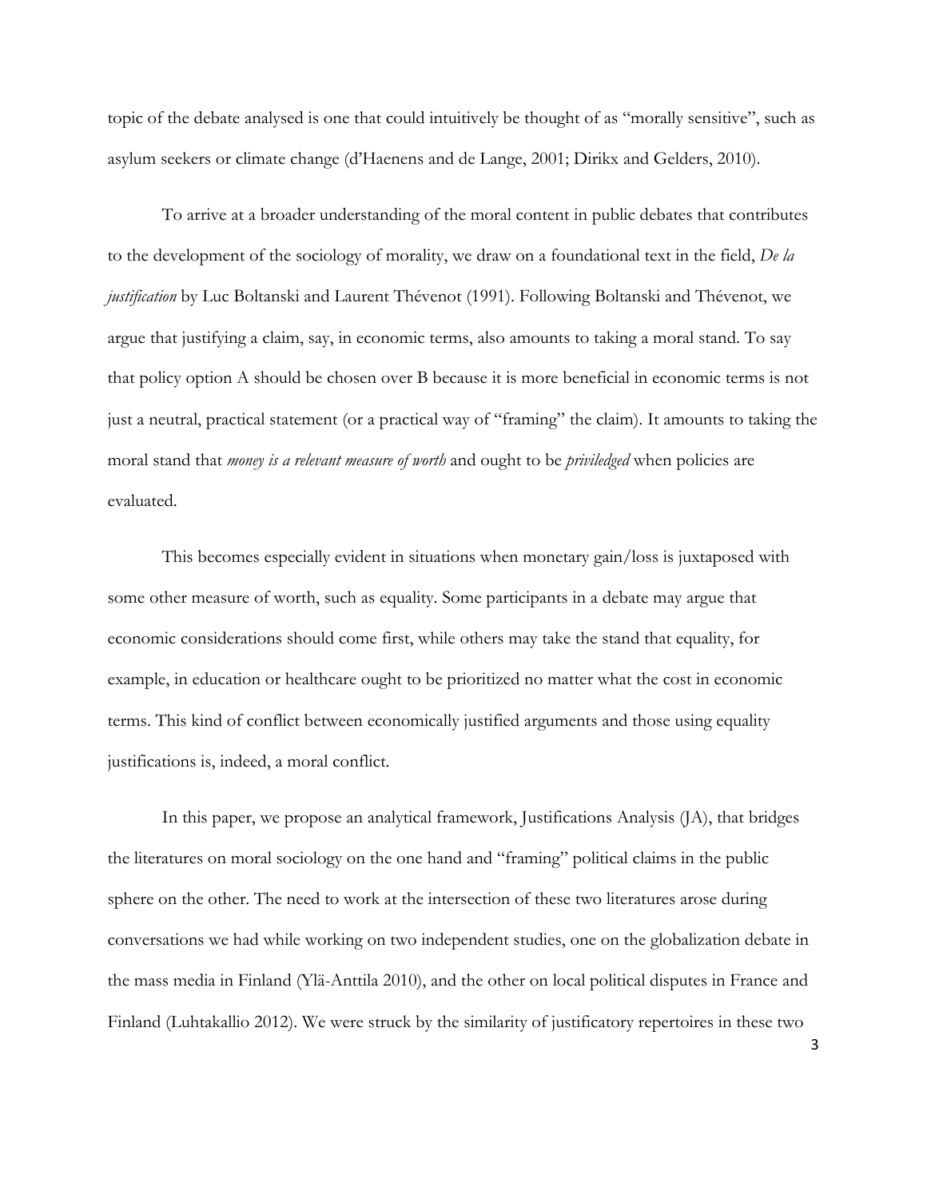topic of the debate analysed is one that could intuitively be thought of as "morally sensitive", such as asylum seekers or climate change (d'Haenens and de Lange, 2001; Dirikx and Gelders, 2010).

To arrive at a broader understanding of the moral content in public debates that contributes to the development of the sociology of morality, we draw on a foundational text in the field, *De la justification* by Luc Boltanski and Laurent Thévenot (1991). Following Boltanski and Thévenot, we argue that justifying a claim, say, in economic terms, also amounts to taking a moral stand. To say that policy option A should be chosen over B because it is more beneficial in economic terms is not just a neutral, practical statement (or a practical way of "framing" the claim). It amounts to taking the moral stand that *money is a relevant measure of worth* and ought to be *priviledged* when policies are evaluated.

This becomes especially evident in situations when monetary gain/loss is juxtaposed with some other measure of worth, such as equality. Some participants in a debate may argue that economic considerations should come first, while others may take the stand that equality, for example, in education or healthcare ought to be prioritized no matter what the cost in economic terms. This kind of conflict between economically justified arguments and those using equality justifications is, indeed, a moral conflict.

In this paper, we propose an analytical framework, Justifications Analysis (JA), that bridges the literatures on moral sociology on the one hand and "framing" political claims in the public sphere on the other. The need to work at the intersection of these two literatures arose during conversations we had while working on two independent studies, one on the globalization debate in the mass media in Finland (Ylä-Anttila 2010), and the other on local political disputes in France and Finland (Luhtakallio 2012). We were struck by the similarity of justificatory repertoires in these two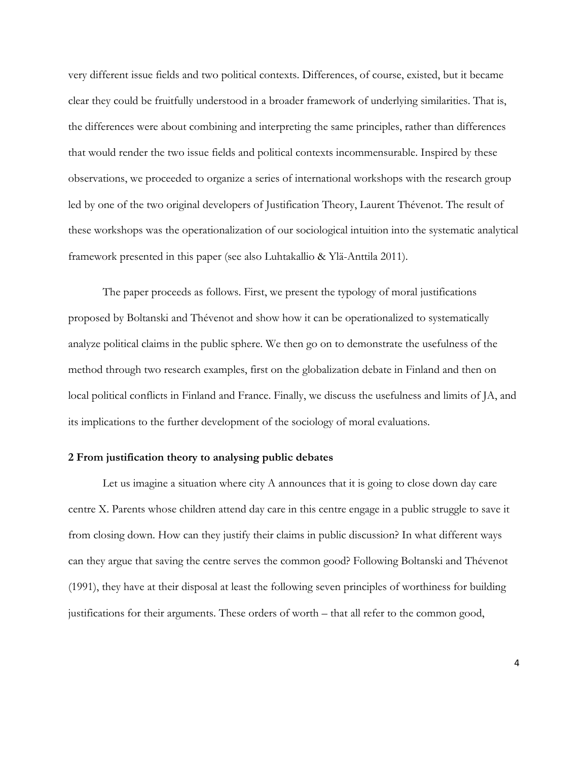very different issue fields and two political contexts. Differences, of course, existed, but it became clear they could be fruitfully understood in a broader framework of underlying similarities. That is, the differences were about combining and interpreting the same principles, rather than differences that would render the two issue fields and political contexts incommensurable. Inspired by these observations, we proceeded to organize a series of international workshops with the research group led by one of the two original developers of Justification Theory, Laurent Thévenot. The result of these workshops was the operationalization of our sociological intuition into the systematic analytical framework presented in this paper (see also Luhtakallio & Ylä-Anttila 2011).

The paper proceeds as follows. First, we present the typology of moral justifications proposed by Boltanski and Thévenot and show how it can be operationalized to systematically analyze political claims in the public sphere. We then go on to demonstrate the usefulness of the method through two research examples, first on the globalization debate in Finland and then on local political conflicts in Finland and France. Finally, we discuss the usefulness and limits of JA, and its implications to the further development of the sociology of moral evaluations.

## 2 From justification theory to analysing public debates

Let us imagine a situation where city A announces that it is going to close down day care centre X. Parents whose children attend day care in this centre engage in a public struggle to save it from closing down. How can they justify their claims in public discussion? In what different ways can they argue that saving the centre serves the common good? Following Boltanski and Thévenot (1991), they have at their disposal at least the following seven principles of worthiness for building justifications for their arguments. These orders of worth – that all refer to the common good,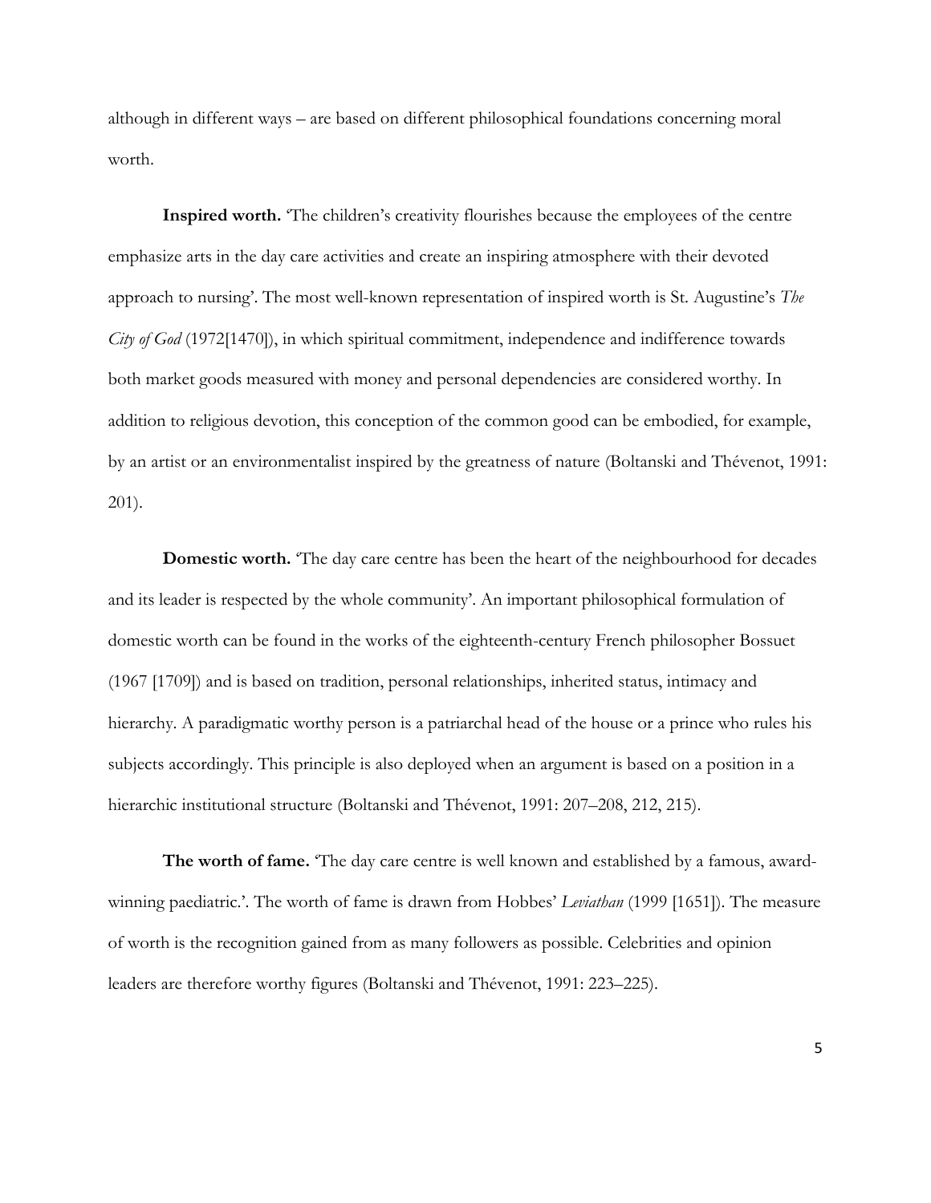although in different ways – are based on different philosophical foundations concerning moral worth.

**Inspired worth.** 'The children's creativity flourishes because the employees of the centre emphasize arts in the day care activities and create an inspiring atmosphere with their devoted approach to nursing'. The most well-known representation of inspired worth is St. Augustine's *The City of God* (1972[1470]), in which spiritual commitment, independence and indifference towards both market goods measured with money and personal dependencies are considered worthy. In addition to religious devotion, this conception of the common good can be embodied, for example, by an artist or an environmentalist inspired by the greatness of nature (Boltanski and Thévenot, 1991: 201).

**Domestic worth.** 'The day care centre has been the heart of the neighbourhood for decades and its leader is respected by the whole community'. An important philosophical formulation of domestic worth can be found in the works of the eighteenth-century French philosopher Bossuet (1967 [1709]) and is based on tradition, personal relationships, inherited status, intimacy and hierarchy. A paradigmatic worthy person is a patriarchal head of the house or a prince who rules his subjects accordingly. This principle is also deployed when an argument is based on a position in a hierarchic institutional structure (Boltanski and Thévenot, 1991: 207–208, 212, 215).

**The worth of fame.** 'The day care centre is well known and established by a famous, award-winning paediatric.'. The worth of fame is drawn from Hobbes' *Leviathan* (1999 [1651]). The measure of worth is the recognition gained from as many followers as possible. Celebrities and opinion leaders are therefore worthy figures (Boltanski and Thévenot, 1991: 223–225).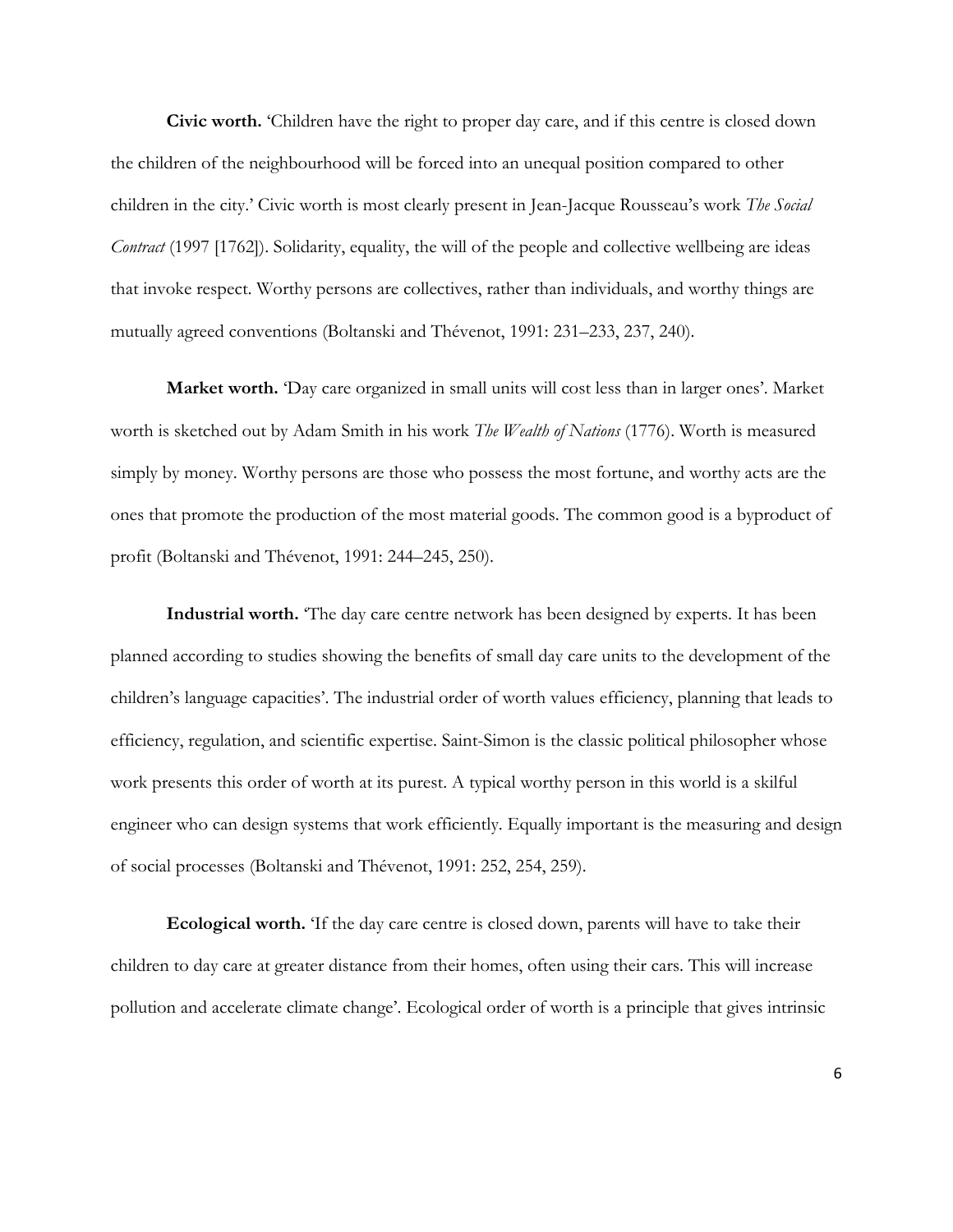**Civic worth.** 'Children have the right to proper day care, and if this centre is closed down the children of the neighbourhood will be forced into an unequal position compared to other children in the city.' Civic worth is most clearly present in Jean-Jacque Rousseau's work *The Social Contract* (1997 [1762]). Solidarity, equality, the will of the people and collective wellbeing are ideas that invoke respect. Worthy persons are collectives, rather than individuals, and worthy things are mutually agreed conventions (Boltanski and Thévenot, 1991: 231–233, 237, 240).

**Market worth.** 'Day care organized in small units will cost less than in larger ones'. Market worth is sketched out by Adam Smith in his work *The Wealth of Nations* (1776). Worth is measured simply by money. Worthy persons are those who possess the most fortune, and worthy acts are the ones that promote the production of the most material goods. The common good is a byproduct of profit (Boltanski and Thévenot, 1991: 244–245, 250).

**Industrial worth.** 'The day care centre network has been designed by experts. It has been planned according to studies showing the benefits of small day care units to the development of the children's language capacities'. The industrial order of worth values efficiency, planning that leads to efficiency, regulation, and scientific expertise. Saint-Simon is the classic political philosopher whose work presents this order of worth at its purest. A typical worthy person in this world is a skilful engineer who can design systems that work efficiently. Equally important is the measuring and design of social processes (Boltanski and Thévenot, 1991: 252, 254, 259).

**Ecological worth.** 'If the day care centre is closed down, parents will have to take their children to day care at greater distance from their homes, often using their cars. This will increase pollution and accelerate climate change'. Ecological order of worth is a principle that gives intrinsic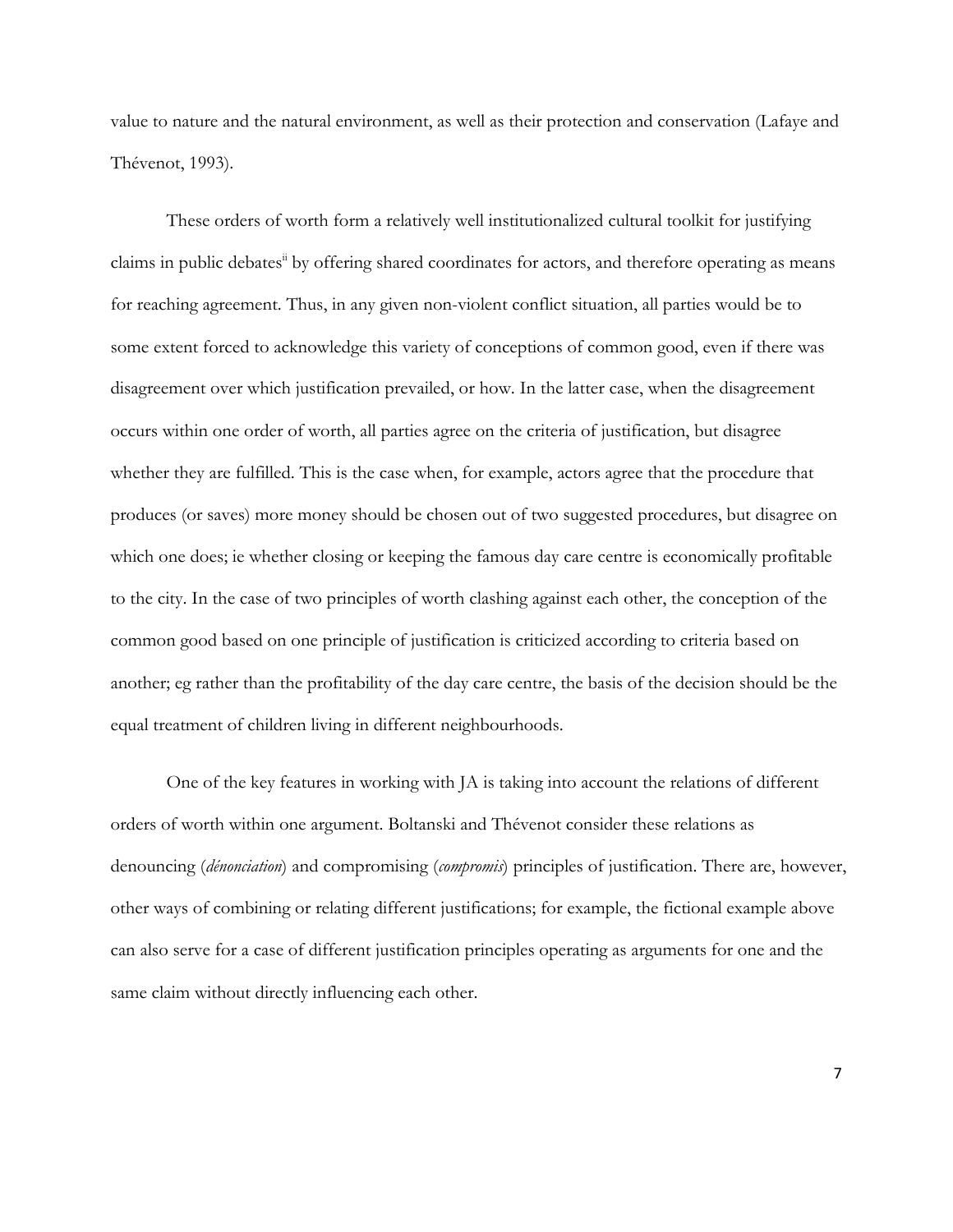value to nature and the natural environment, as well as their protection and conservation (Lafaye and Thévenot, 1993).

These orders of worth form a relatively well institutionalized cultural toolkit for justifying claims in public debates[ii] by offering shared coordinates for actors, and therefore operating as means for reaching agreement. Thus, in any given non-violent conflict situation, all parties would be to some extent forced to acknowledge this variety of conceptions of common good, even if there was disagreement over which justification prevailed, or how. In the latter case, when the disagreement occurs within one order of worth, all parties agree on the criteria of justification, but disagree whether they are fulfilled. This is the case when, for example, actors agree that the procedure that produces (or saves) more money should be chosen out of two suggested procedures, but disagree on which one does; ie whether closing or keeping the famous day care centre is economically profitable to the city. In the case of two principles of worth clashing against each other, the conception of the common good based on one principle of justification is criticized according to criteria based on another; eg rather than the profitability of the day care centre, the basis of the decision should be the equal treatment of children living in different neighbourhoods.

One of the key features in working with JA is taking into account the relations of different orders of worth within one argument. Boltanski and Thévenot consider these relations as denouncing (*dénonciation*) and compromising (*compromis*) principles of justification. There are, however, other ways of combining or relating different justifications; for example, the fictional example above can also serve for a case of different justification principles operating as arguments for one and the same claim without directly influencing each other.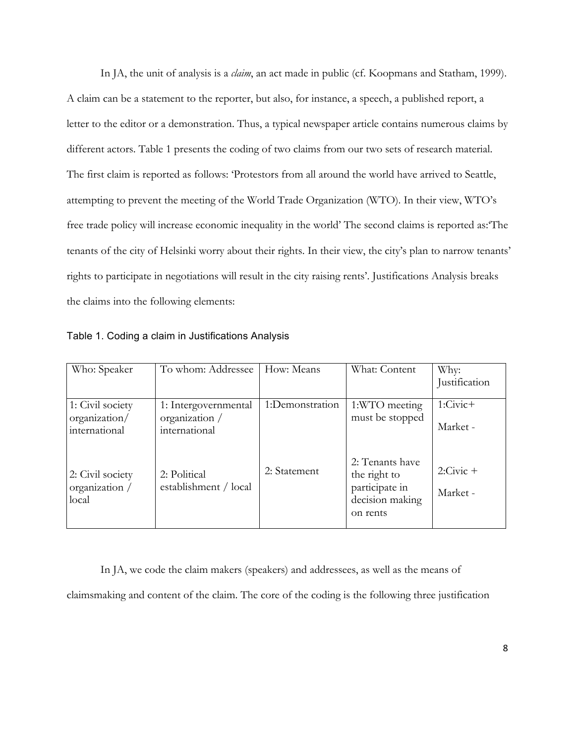In JA, the unit of analysis is a *claim*, an act made in public (cf. Koopmans and Statham, 1999). A claim can be a statement to the reporter, but also, for instance, a speech, a published report, a letter to the editor or a demonstration. Thus, a typical newspaper article contains numerous claims by different actors. Table 1 presents the coding of two claims from our two sets of research material. The first claim is reported as follows: 'Protestors from all around the world have arrived to Seattle, attempting to prevent the meeting of the World Trade Organization (WTO). In their view, WTO's free trade policy will increase economic inequality in the world' The second claims is reported as:'The tenants of the city of Helsinki worry about their rights. In their view, the city's plan to narrow tenants' rights to participate in negotiations will result in the city raising rents'. Justifications Analysis breaks the claims into the following elements:

Table 1. Coding a claim in Justifications Analysis

| Who: Speaker | To whom: Addressee | How: Means | What: Content | Why: Justification |
|---|---|---|---|---|
| 1: Civil society organization/ international | 1: Intergovernmental organization / international | 1:Demonstration | 1:WTO meeting must be stopped | 1:Civic+ Market - |
| 2: Civil society organization / local | 2: Political establishment / local | 2: Statement | 2: Tenants have the right to participate in decision making on rents | 2:Civic + Market - |

In JA, we code the claim makers (speakers) and addressees, as well as the means of claimsmaking and content of the claim. The core of the coding is the following three justification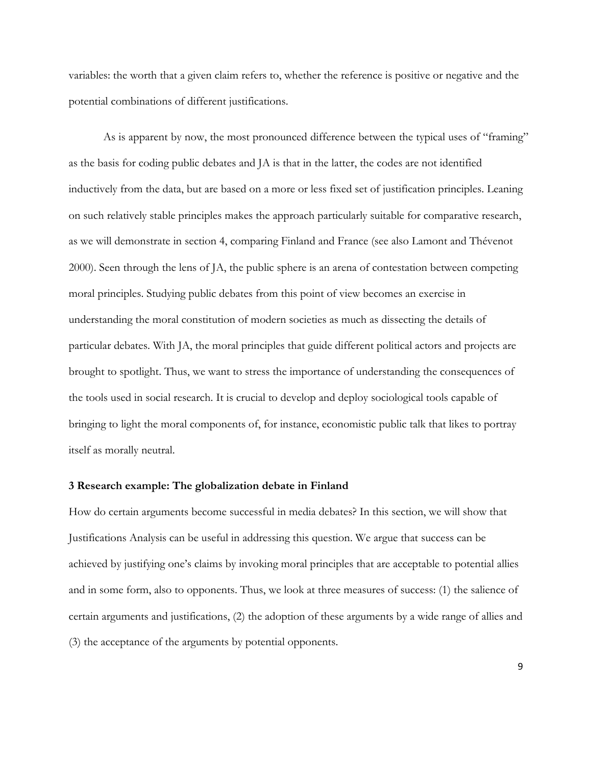variables: the worth that a given claim refers to, whether the reference is positive or negative and the potential combinations of different justifications.

As is apparent by now, the most pronounced difference between the typical uses of "framing" as the basis for coding public debates and JA is that in the latter, the codes are not identified inductively from the data, but are based on a more or less fixed set of justification principles. Leaning on such relatively stable principles makes the approach particularly suitable for comparative research, as we will demonstrate in section 4, comparing Finland and France (see also Lamont and Thévenot 2000). Seen through the lens of JA, the public sphere is an arena of contestation between competing moral principles. Studying public debates from this point of view becomes an exercise in understanding the moral constitution of modern societies as much as dissecting the details of particular debates. With JA, the moral principles that guide different political actors and projects are brought to spotlight. Thus, we want to stress the importance of understanding the consequences of the tools used in social research. It is crucial to develop and deploy sociological tools capable of bringing to light the moral components of, for instance, economistic public talk that likes to portray itself as morally neutral.

## 3 Research example: The globalization debate in Finland

How do certain arguments become successful in media debates? In this section, we will show that Justifications Analysis can be useful in addressing this question. We argue that success can be achieved by justifying one's claims by invoking moral principles that are acceptable to potential allies and in some form, also to opponents. Thus, we look at three measures of success: (1) the salience of certain arguments and justifications, (2) the adoption of these arguments by a wide range of allies and (3) the acceptance of the arguments by potential opponents.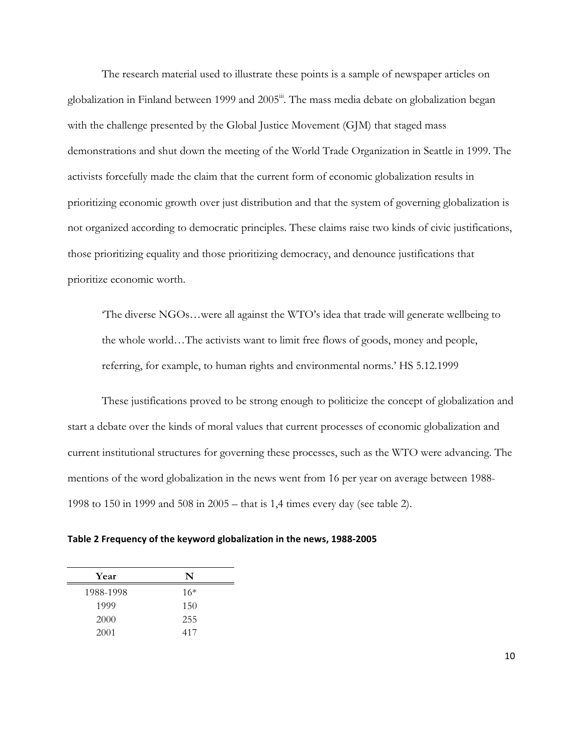The research material used to illustrate these points is a sample of newspaper articles on globalization in Finland between 1999 and 2005[iii]. The mass media debate on globalization began with the challenge presented by the Global Justice Movement (GJM) that staged mass demonstrations and shut down the meeting of the World Trade Organization in Seattle in 1999. The activists forcefully made the claim that the current form of economic globalization results in prioritizing economic growth over just distribution and that the system of governing globalization is not organized according to democratic principles. These claims raise two kinds of civic justifications, those prioritizing equality and those prioritizing democracy, and denounce justifications that prioritize economic worth.

> 'The diverse NGOs…were all against the WTO's idea that trade will generate wellbeing to the whole world…The activists want to limit free flows of goods, money and people, referring, for example, to human rights and environmental norms.' HS 5.12.1999

These justifications proved to be strong enough to politicize the concept of globalization and start a debate over the kinds of moral values that current processes of economic globalization and current institutional structures for governing these processes, such as the WTO were advancing. The mentions of the word globalization in the news went from 16 per year on average between 1988-1998 to 150 in 1999 and 508 in 2005 – that is 1,4 times every day (see table 2).

**Table 2 Frequency of the keyword globalization in the news, 1988-2005**

| Year | N |
|---|---|
| 1988-1998 | 16* |
| 1999 | 150 |
| 2000 | 255 |
| 2001 | 417 |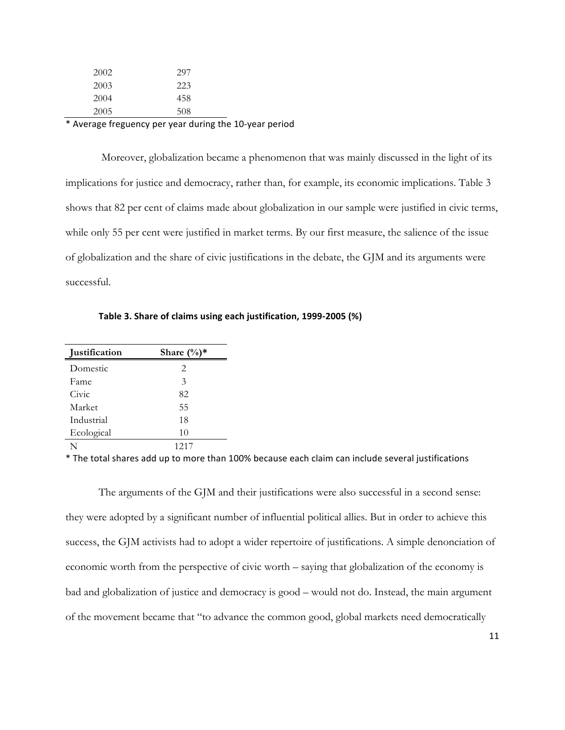| | |
|---|---|
| 2002 | 297 |
| 2003 | 223 |
| 2004 | 458 |
| 2005 | 508 |

* Average freguency per year during the 10-year period

Moreover, globalization became a phenomenon that was mainly discussed in the light of its implications for justice and democracy, rather than, for example, its economic implications. Table 3 shows that 82 per cent of claims made about globalization in our sample were justified in civic terms, while only 55 per cent were justified in market terms. By our first measure, the salience of the issue of globalization and the share of civic justifications in the debate, the GJM and its arguments were successful.

**Table 3. Share of claims using each justification, 1999-2005 (%)**

| Justification | Share (%)* |
|---|---|
| Domestic | 2 |
| Fame | 3 |
| Civic | 82 |
| Market | 55 |
| Industrial | 18 |
| Ecological | 10 |
| N | 1217 |

* The total shares add up to more than 100% because each claim can include several justifications

The arguments of the GJM and their justifications were also successful in a second sense: they were adopted by a significant number of influential political allies. But in order to achieve this success, the GJM activists had to adopt a wider repertoire of justifications. A simple denonciation of economic worth from the perspective of civic worth – saying that globalization of the economy is bad and globalization of justice and democracy is good – would not do. Instead, the main argument of the movement became that "to advance the common good, global markets need democratically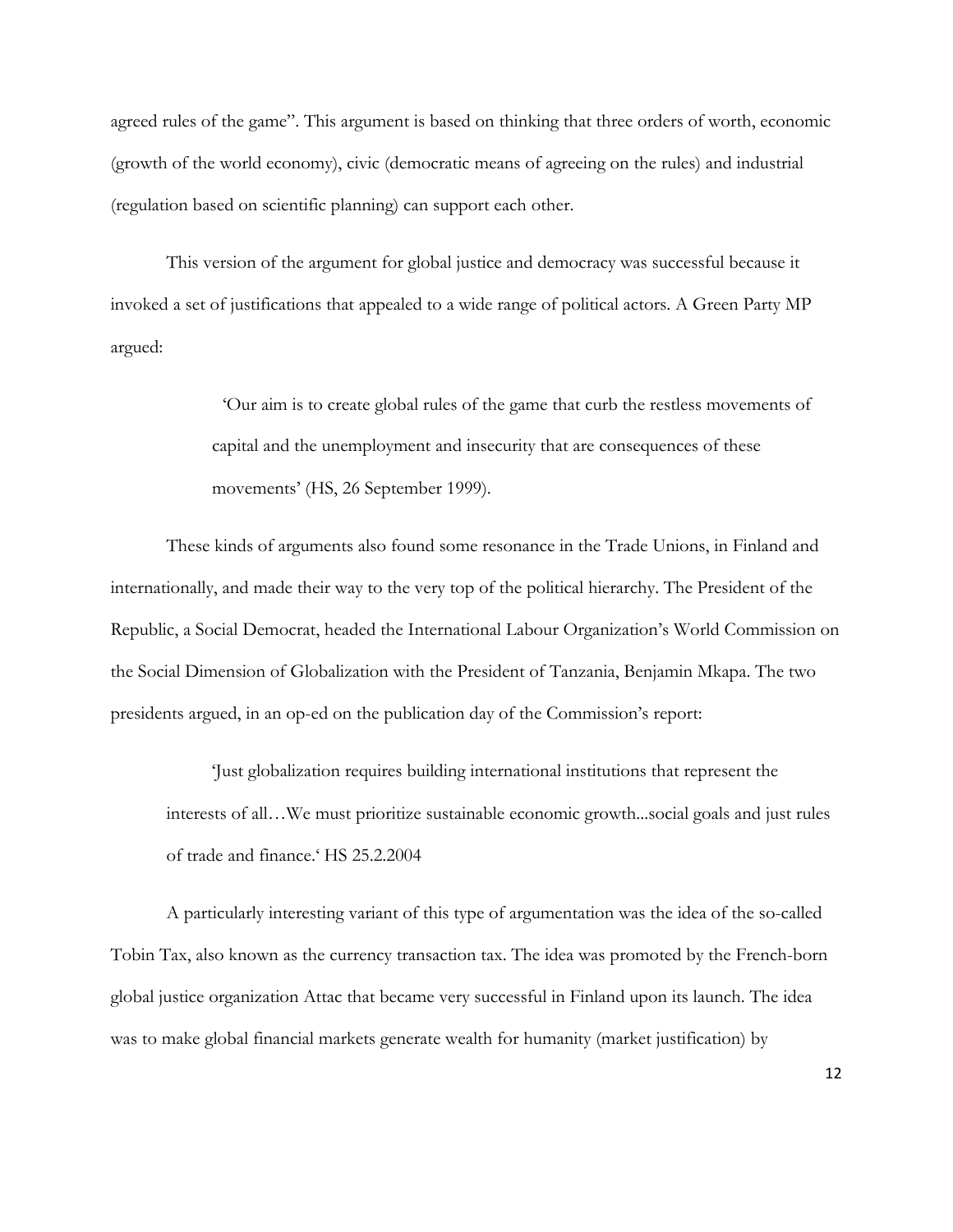agreed rules of the game". This argument is based on thinking that three orders of worth, economic (growth of the world economy), civic (democratic means of agreeing on the rules) and industrial (regulation based on scientific planning) can support each other.

This version of the argument for global justice and democracy was successful because it invoked a set of justifications that appealed to a wide range of political actors. A Green Party MP argued:

> 'Our aim is to create global rules of the game that curb the restless movements of capital and the unemployment and insecurity that are consequences of these movements' (HS, 26 September 1999).

These kinds of arguments also found some resonance in the Trade Unions, in Finland and internationally, and made their way to the very top of the political hierarchy. The President of the Republic, a Social Democrat, headed the International Labour Organization's World Commission on the Social Dimension of Globalization with the President of Tanzania, Benjamin Mkapa. The two presidents argued, in an op-ed on the publication day of the Commission's report:

> 'Just globalization requires building international institutions that represent the interests of all…We must prioritize sustainable economic growth...social goals and just rules of trade and finance.' HS 25.2.2004

A particularly interesting variant of this type of argumentation was the idea of the so-called Tobin Tax, also known as the currency transaction tax. The idea was promoted by the French-born global justice organization Attac that became very successful in Finland upon its launch. The idea was to make global financial markets generate wealth for humanity (market justification) by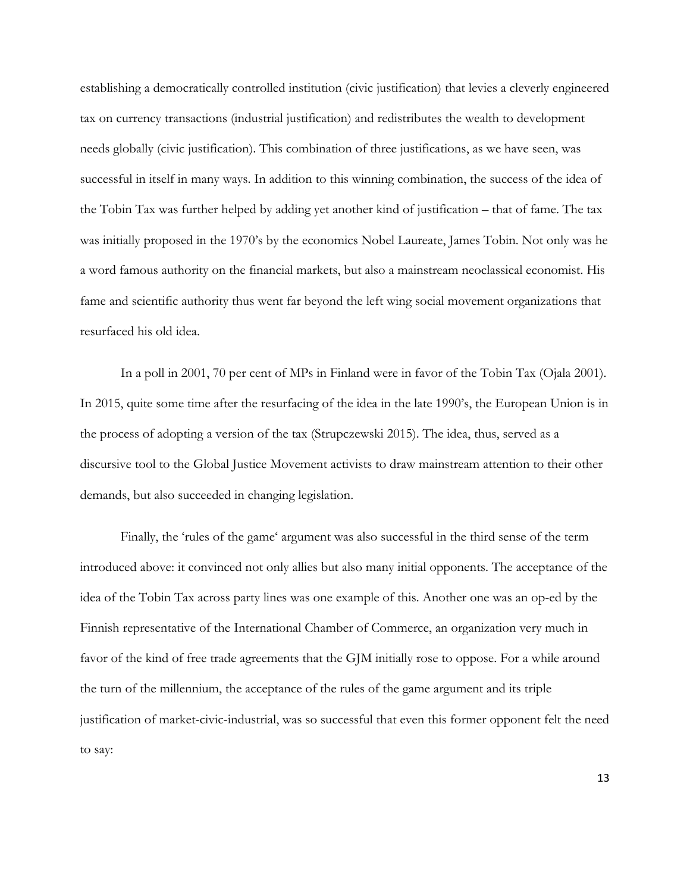establishing a democratically controlled institution (civic justification) that levies a cleverly engineered tax on currency transactions (industrial justification) and redistributes the wealth to development needs globally (civic justification). This combination of three justifications, as we have seen, was successful in itself in many ways. In addition to this winning combination, the success of the idea of the Tobin Tax was further helped by adding yet another kind of justification – that of fame. The tax was initially proposed in the 1970's by the economics Nobel Laureate, James Tobin. Not only was he a word famous authority on the financial markets, but also a mainstream neoclassical economist. His fame and scientific authority thus went far beyond the left wing social movement organizations that resurfaced his old idea.

In a poll in 2001, 70 per cent of MPs in Finland were in favor of the Tobin Tax (Ojala 2001). In 2015, quite some time after the resurfacing of the idea in the late 1990's, the European Union is in the process of adopting a version of the tax (Strupczewski 2015). The idea, thus, served as a discursive tool to the Global Justice Movement activists to draw mainstream attention to their other demands, but also succeeded in changing legislation.

Finally, the 'rules of the game' argument was also successful in the third sense of the term introduced above: it convinced not only allies but also many initial opponents. The acceptance of the idea of the Tobin Tax across party lines was one example of this. Another one was an op-ed by the Finnish representative of the International Chamber of Commerce, an organization very much in favor of the kind of free trade agreements that the GJM initially rose to oppose. For a while around the turn of the millennium, the acceptance of the rules of the game argument and its triple justification of market-civic-industrial, was so successful that even this former opponent felt the need to say: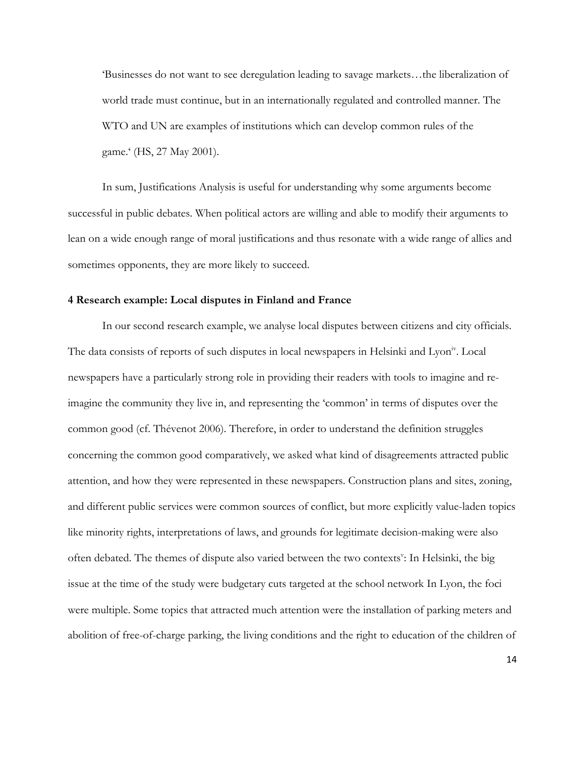> 'Businesses do not want to see deregulation leading to savage markets…the liberalization of world trade must continue, but in an internationally regulated and controlled manner. The WTO and UN are examples of institutions which can develop common rules of the game.' (HS, 27 May 2001).

In sum, Justifications Analysis is useful for understanding why some arguments become successful in public debates. When political actors are willing and able to modify their arguments to lean on a wide enough range of moral justifications and thus resonate with a wide range of allies and sometimes opponents, they are more likely to succeed.

### 4 Research example: Local disputes in Finland and France

In our second research example, we analyse local disputes between citizens and city officials. The data consists of reports of such disputes in local newspapers in Helsinki and Lyon[iv]. Local newspapers have a particularly strong role in providing their readers with tools to imagine and re-imagine the community they live in, and representing the 'common' in terms of disputes over the common good (cf. Thévenot 2006). Therefore, in order to understand the definition struggles concerning the common good comparatively, we asked what kind of disagreements attracted public attention, and how they were represented in these newspapers. Construction plans and sites, zoning, and different public services were common sources of conflict, but more explicitly value-laden topics like minority rights, interpretations of laws, and grounds for legitimate decision-making were also often debated. The themes of dispute also varied between the two contexts[v]: In Helsinki, the big issue at the time of the study were budgetary cuts targeted at the school network In Lyon, the foci were multiple. Some topics that attracted much attention were the installation of parking meters and abolition of free-of-charge parking, the living conditions and the right to education of the children of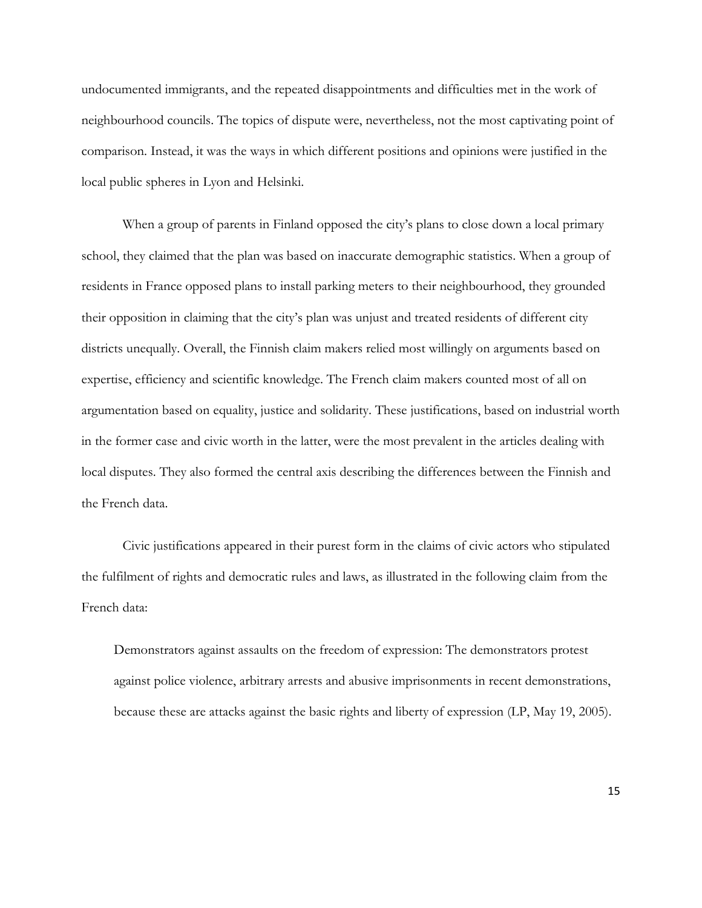undocumented immigrants, and the repeated disappointments and difficulties met in the work of neighbourhood councils. The topics of dispute were, nevertheless, not the most captivating point of comparison. Instead, it was the ways in which different positions and opinions were justified in the local public spheres in Lyon and Helsinki.

When a group of parents in Finland opposed the city's plans to close down a local primary school, they claimed that the plan was based on inaccurate demographic statistics. When a group of residents in France opposed plans to install parking meters to their neighbourhood, they grounded their opposition in claiming that the city's plan was unjust and treated residents of different city districts unequally. Overall, the Finnish claim makers relied most willingly on arguments based on expertise, efficiency and scientific knowledge. The French claim makers counted most of all on argumentation based on equality, justice and solidarity. These justifications, based on industrial worth in the former case and civic worth in the latter, were the most prevalent in the articles dealing with local disputes. They also formed the central axis describing the differences between the Finnish and the French data.

Civic justifications appeared in their purest form in the claims of civic actors who stipulated the fulfilment of rights and democratic rules and laws, as illustrated in the following claim from the French data:

> Demonstrators against assaults on the freedom of expression: The demonstrators protest against police violence, arbitrary arrests and abusive imprisonments in recent demonstrations, because these are attacks against the basic rights and liberty of expression (LP, May 19, 2005).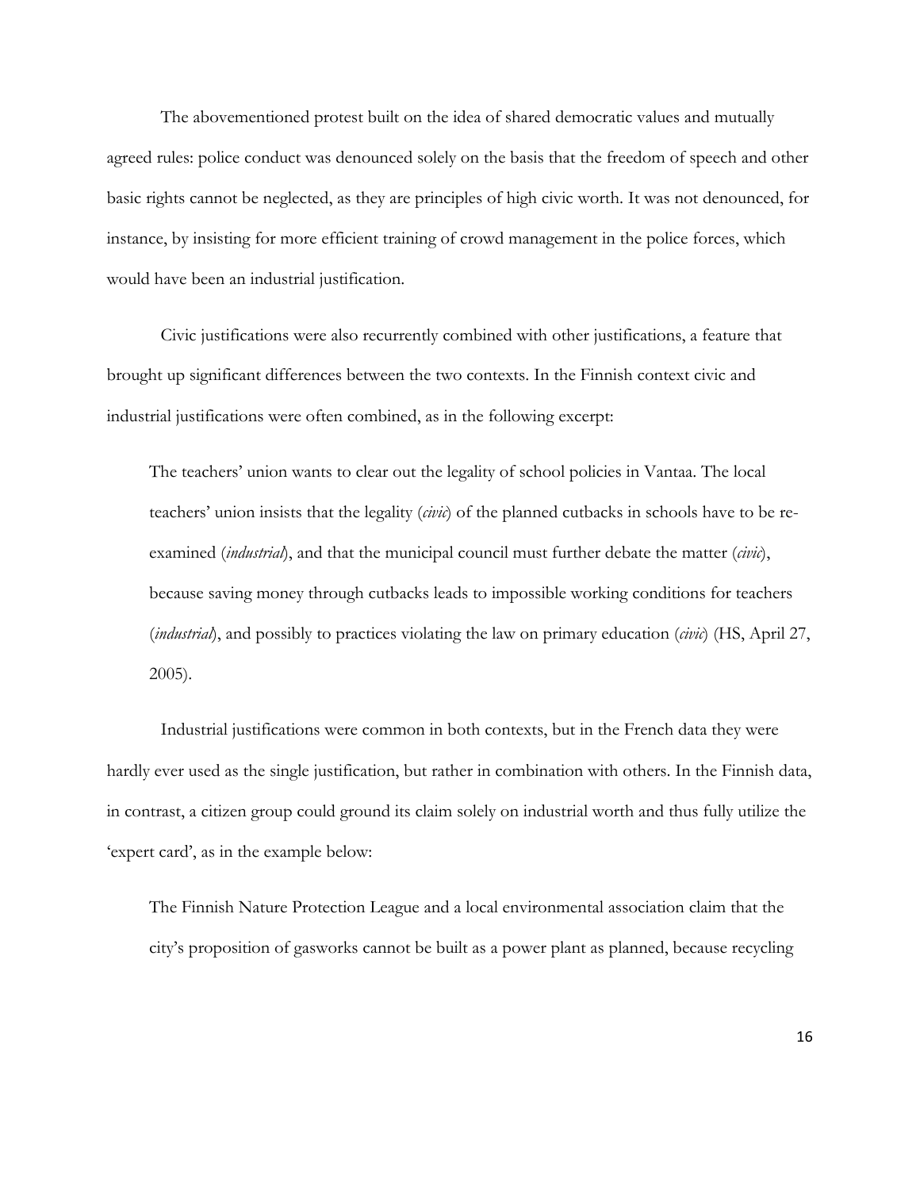The abovementioned protest built on the idea of shared democratic values and mutually agreed rules: police conduct was denounced solely on the basis that the freedom of speech and other basic rights cannot be neglected, as they are principles of high civic worth. It was not denounced, for instance, by insisting for more efficient training of crowd management in the police forces, which would have been an industrial justification.

Civic justifications were also recurrently combined with other justifications, a feature that brought up significant differences between the two contexts. In the Finnish context civic and industrial justifications were often combined, as in the following excerpt:

> The teachers' union wants to clear out the legality of school policies in Vantaa. The local teachers' union insists that the legality (*civic*) of the planned cutbacks in schools have to be re-examined (*industrial*), and that the municipal council must further debate the matter (*civic*), because saving money through cutbacks leads to impossible working conditions for teachers (*industrial*), and possibly to practices violating the law on primary education (*civic*) (HS, April 27, 2005).

Industrial justifications were common in both contexts, but in the French data they were hardly ever used as the single justification, but rather in combination with others. In the Finnish data, in contrast, a citizen group could ground its claim solely on industrial worth and thus fully utilize the 'expert card', as in the example below:

> The Finnish Nature Protection League and a local environmental association claim that the city's proposition of gasworks cannot be built as a power plant as planned, because recycling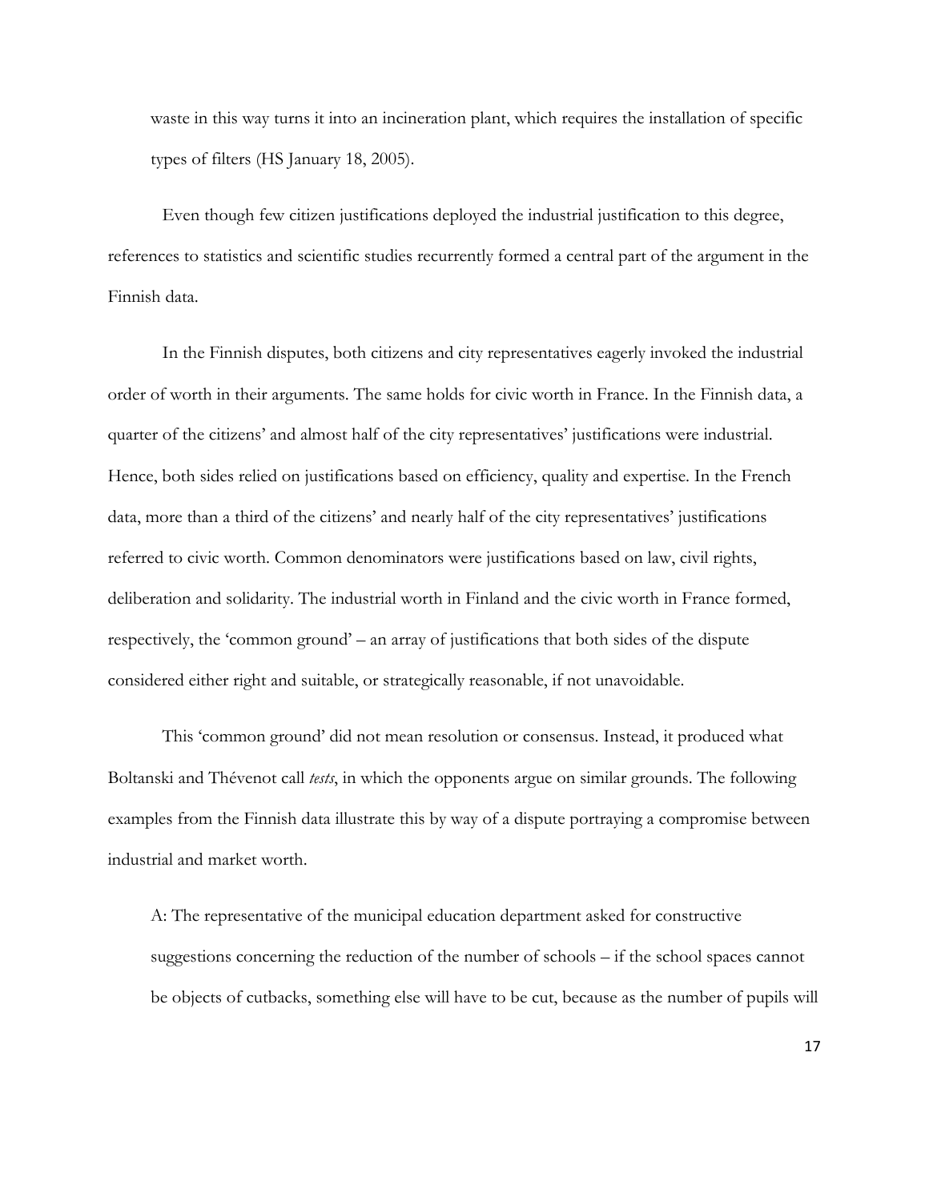waste in this way turns it into an incineration plant, which requires the installation of specific types of filters (HS January 18, 2005).

Even though few citizen justifications deployed the industrial justification to this degree, references to statistics and scientific studies recurrently formed a central part of the argument in the Finnish data.

In the Finnish disputes, both citizens and city representatives eagerly invoked the industrial order of worth in their arguments. The same holds for civic worth in France. In the Finnish data, a quarter of the citizens' and almost half of the city representatives' justifications were industrial. Hence, both sides relied on justifications based on efficiency, quality and expertise. In the French data, more than a third of the citizens' and nearly half of the city representatives' justifications referred to civic worth. Common denominators were justifications based on law, civil rights, deliberation and solidarity. The industrial worth in Finland and the civic worth in France formed, respectively, the 'common ground' – an array of justifications that both sides of the dispute considered either right and suitable, or strategically reasonable, if not unavoidable.

This 'common ground' did not mean resolution or consensus. Instead, it produced what Boltanski and Thévenot call *tests*, in which the opponents argue on similar grounds. The following examples from the Finnish data illustrate this by way of a dispute portraying a compromise between industrial and market worth.

A: The representative of the municipal education department asked for constructive suggestions concerning the reduction of the number of schools – if the school spaces cannot be objects of cutbacks, something else will have to be cut, because as the number of pupils will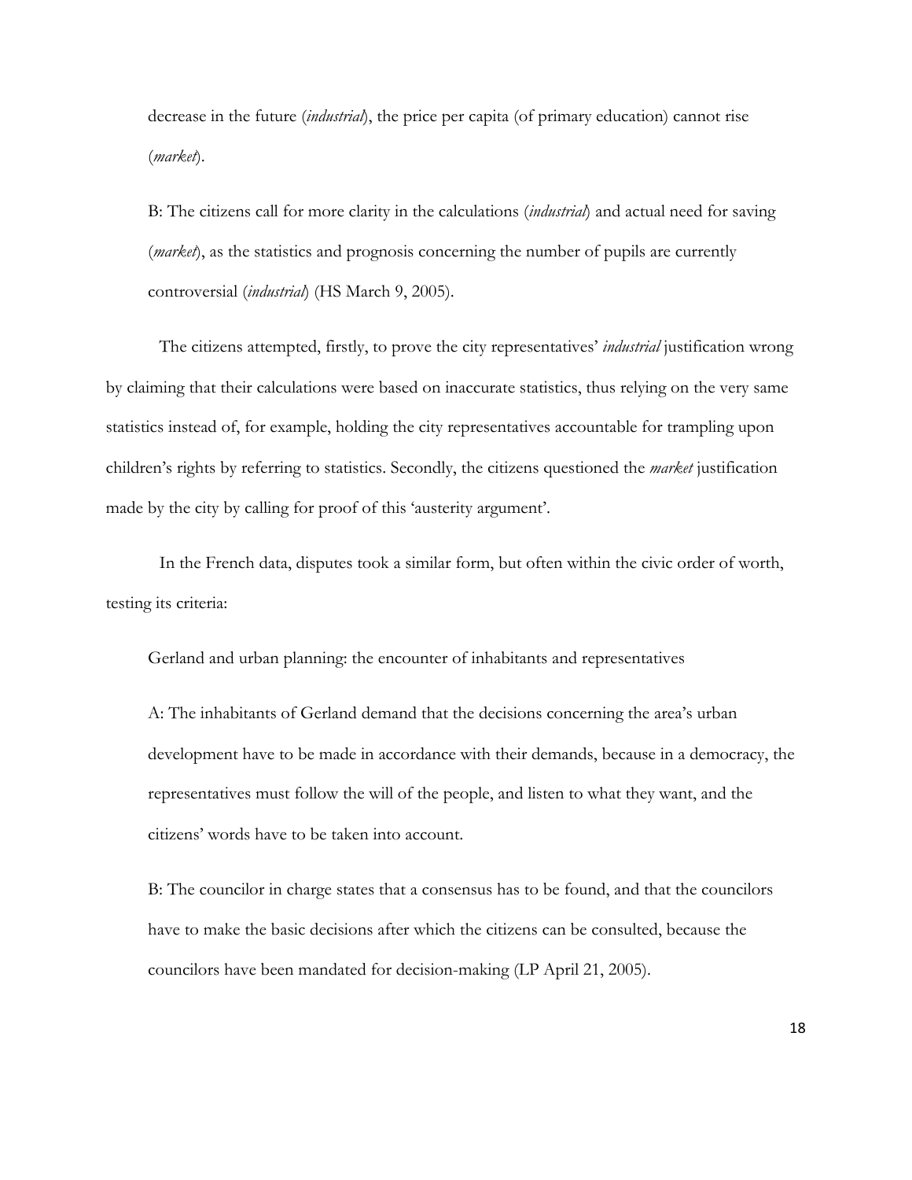decrease in the future (*industrial*), the price per capita (of primary education) cannot rise (*market*).

B: The citizens call for more clarity in the calculations (*industrial*) and actual need for saving (*market*), as the statistics and prognosis concerning the number of pupils are currently controversial (*industrial*) (HS March 9, 2005).

The citizens attempted, firstly, to prove the city representatives' *industrial* justification wrong by claiming that their calculations were based on inaccurate statistics, thus relying on the very same statistics instead of, for example, holding the city representatives accountable for trampling upon children's rights by referring to statistics. Secondly, the citizens questioned the *market* justification made by the city by calling for proof of this 'austerity argument'.

In the French data, disputes took a similar form, but often within the civic order of worth, testing its criteria:

Gerland and urban planning: the encounter of inhabitants and representatives

A: The inhabitants of Gerland demand that the decisions concerning the area's urban development have to be made in accordance with their demands, because in a democracy, the representatives must follow the will of the people, and listen to what they want, and the citizens' words have to be taken into account.

B: The councilor in charge states that a consensus has to be found, and that the councilors have to make the basic decisions after which the citizens can be consulted, because the councilors have been mandated for decision-making (LP April 21, 2005).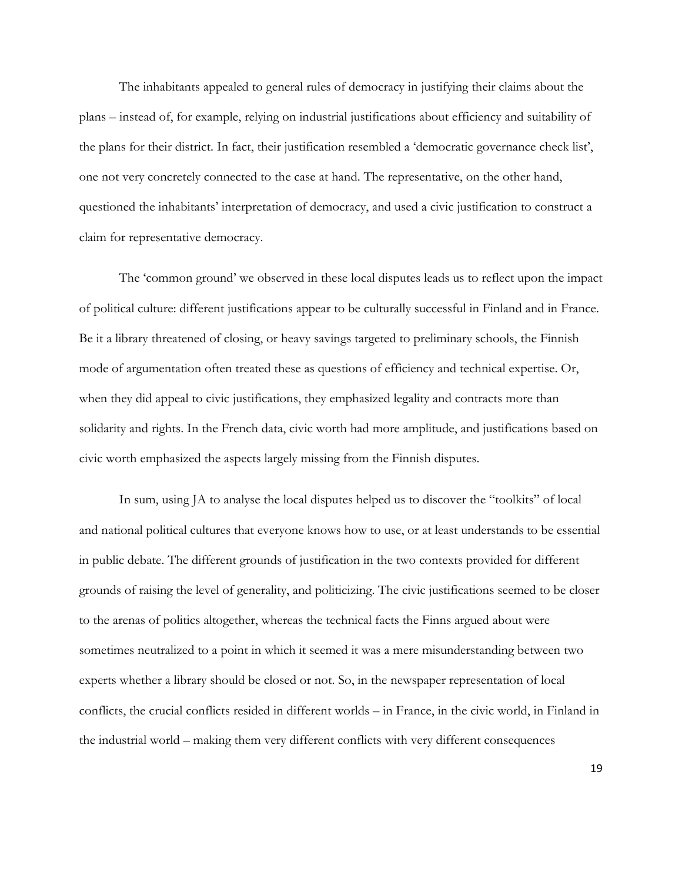The inhabitants appealed to general rules of democracy in justifying their claims about the plans – instead of, for example, relying on industrial justifications about efficiency and suitability of the plans for their district. In fact, their justification resembled a 'democratic governance check list', one not very concretely connected to the case at hand. The representative, on the other hand, questioned the inhabitants' interpretation of democracy, and used a civic justification to construct a claim for representative democracy.

The 'common ground' we observed in these local disputes leads us to reflect upon the impact of political culture: different justifications appear to be culturally successful in Finland and in France. Be it a library threatened of closing, or heavy savings targeted to preliminary schools, the Finnish mode of argumentation often treated these as questions of efficiency and technical expertise. Or, when they did appeal to civic justifications, they emphasized legality and contracts more than solidarity and rights. In the French data, civic worth had more amplitude, and justifications based on civic worth emphasized the aspects largely missing from the Finnish disputes.

In sum, using JA to analyse the local disputes helped us to discover the "toolkits" of local and national political cultures that everyone knows how to use, or at least understands to be essential in public debate. The different grounds of justification in the two contexts provided for different grounds of raising the level of generality, and politicizing. The civic justifications seemed to be closer to the arenas of politics altogether, whereas the technical facts the Finns argued about were sometimes neutralized to a point in which it seemed it was a mere misunderstanding between two experts whether a library should be closed or not. So, in the newspaper representation of local conflicts, the crucial conflicts resided in different worlds – in France, in the civic world, in Finland in the industrial world – making them very different conflicts with very different consequences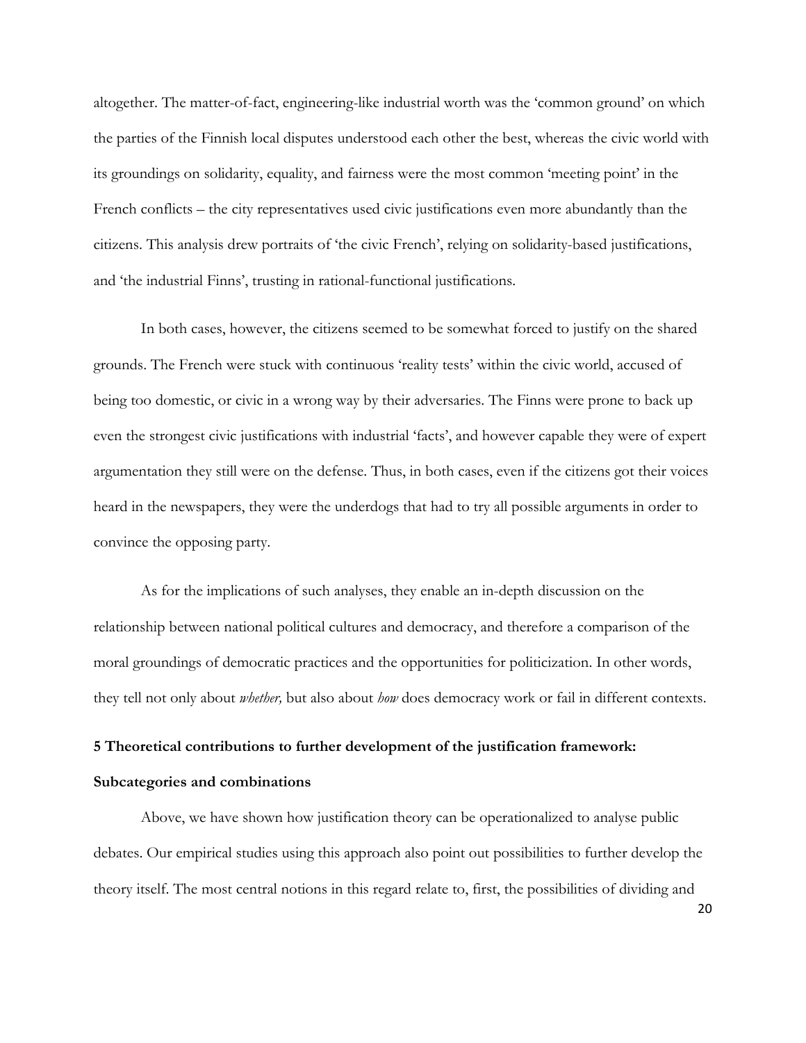altogether. The matter-of-fact, engineering-like industrial worth was the 'common ground' on which the parties of the Finnish local disputes understood each other the best, whereas the civic world with its groundings on solidarity, equality, and fairness were the most common 'meeting point' in the French conflicts – the city representatives used civic justifications even more abundantly than the citizens. This analysis drew portraits of 'the civic French', relying on solidarity-based justifications, and 'the industrial Finns', trusting in rational-functional justifications.

In both cases, however, the citizens seemed to be somewhat forced to justify on the shared grounds. The French were stuck with continuous 'reality tests' within the civic world, accused of being too domestic, or civic in a wrong way by their adversaries. The Finns were prone to back up even the strongest civic justifications with industrial 'facts', and however capable they were of expert argumentation they still were on the defense. Thus, in both cases, even if the citizens got their voices heard in the newspapers, they were the underdogs that had to try all possible arguments in order to convince the opposing party.

As for the implications of such analyses, they enable an in-depth discussion on the relationship between national political cultures and democracy, and therefore a comparison of the moral groundings of democratic practices and the opportunities for politicization. In other words, they tell not only about *whether,* but also about *how* does democracy work or fail in different contexts.

## 5 Theoretical contributions to further development of the justification framework: Subcategories and combinations

Above, we have shown how justification theory can be operationalized to analyse public debates. Our empirical studies using this approach also point out possibilities to further develop the theory itself. The most central notions in this regard relate to, first, the possibilities of dividing and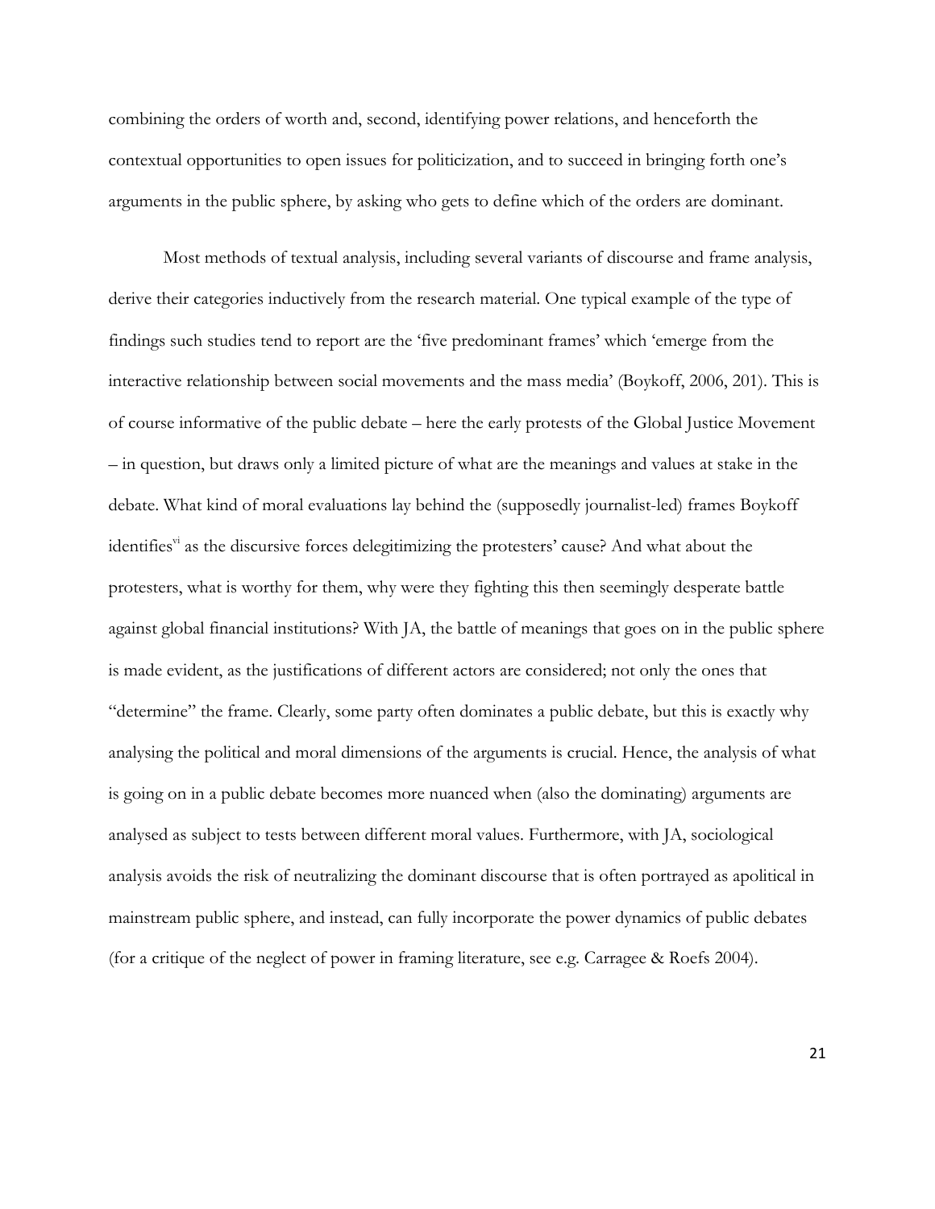combining the orders of worth and, second, identifying power relations, and henceforth the contextual opportunities to open issues for politicization, and to succeed in bringing forth one's arguments in the public sphere, by asking who gets to define which of the orders are dominant.

Most methods of textual analysis, including several variants of discourse and frame analysis, derive their categories inductively from the research material. One typical example of the type of findings such studies tend to report are the 'five predominant frames' which 'emerge from the interactive relationship between social movements and the mass media' (Boykoff, 2006, 201). This is of course informative of the public debate – here the early protests of the Global Justice Movement – in question, but draws only a limited picture of what are the meanings and values at stake in the debate. What kind of moral evaluations lay behind the (supposedly journalist-led) frames Boykoff identifies[vi] as the discursive forces delegitimizing the protesters' cause? And what about the protesters, what is worthy for them, why were they fighting this then seemingly desperate battle against global financial institutions? With JA, the battle of meanings that goes on in the public sphere is made evident, as the justifications of different actors are considered; not only the ones that "determine" the frame. Clearly, some party often dominates a public debate, but this is exactly why analysing the political and moral dimensions of the arguments is crucial. Hence, the analysis of what is going on in a public debate becomes more nuanced when (also the dominating) arguments are analysed as subject to tests between different moral values. Furthermore, with JA, sociological analysis avoids the risk of neutralizing the dominant discourse that is often portrayed as apolitical in mainstream public sphere, and instead, can fully incorporate the power dynamics of public debates (for a critique of the neglect of power in framing literature, see e.g. Carragee & Roefs 2004).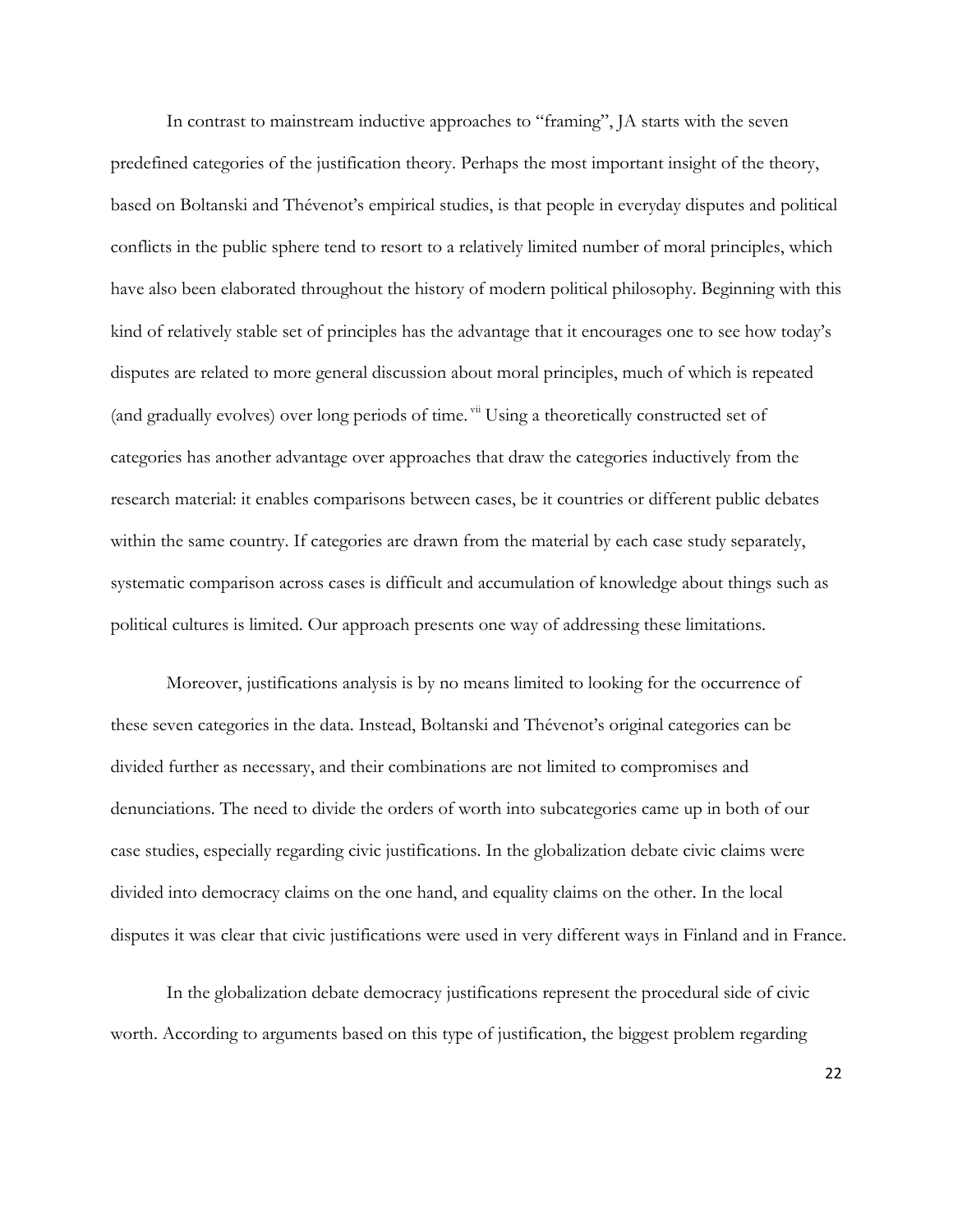In contrast to mainstream inductive approaches to "framing", JA starts with the seven predefined categories of the justification theory. Perhaps the most important insight of the theory, based on Boltanski and Thévenot's empirical studies, is that people in everyday disputes and political conflicts in the public sphere tend to resort to a relatively limited number of moral principles, which have also been elaborated throughout the history of modern political philosophy. Beginning with this kind of relatively stable set of principles has the advantage that it encourages one to see how today's disputes are related to more general discussion about moral principles, much of which is repeated (and gradually evolves) over long periods of time.[vii] Using a theoretically constructed set of categories has another advantage over approaches that draw the categories inductively from the research material: it enables comparisons between cases, be it countries or different public debates within the same country. If categories are drawn from the material by each case study separately, systematic comparison across cases is difficult and accumulation of knowledge about things such as political cultures is limited. Our approach presents one way of addressing these limitations.

Moreover, justifications analysis is by no means limited to looking for the occurrence of these seven categories in the data. Instead, Boltanski and Thévenot's original categories can be divided further as necessary, and their combinations are not limited to compromises and denunciations. The need to divide the orders of worth into subcategories came up in both of our case studies, especially regarding civic justifications. In the globalization debate civic claims were divided into democracy claims on the one hand, and equality claims on the other. In the local disputes it was clear that civic justifications were used in very different ways in Finland and in France.

In the globalization debate democracy justifications represent the procedural side of civic worth. According to arguments based on this type of justification, the biggest problem regarding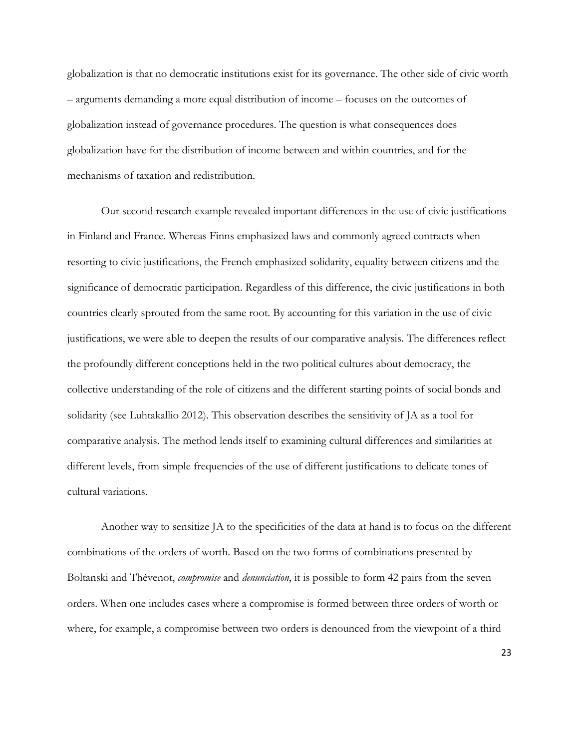globalization is that no democratic institutions exist for its governance. The other side of civic worth – arguments demanding a more equal distribution of income – focuses on the outcomes of globalization instead of governance procedures. The question is what consequences does globalization have for the distribution of income between and within countries, and for the mechanisms of taxation and redistribution.

Our second research example revealed important differences in the use of civic justifications in Finland and France. Whereas Finns emphasized laws and commonly agreed contracts when resorting to civic justifications, the French emphasized solidarity, equality between citizens and the significance of democratic participation. Regardless of this difference, the civic justifications in both countries clearly sprouted from the same root. By accounting for this variation in the use of civic justifications, we were able to deepen the results of our comparative analysis. The differences reflect the profoundly different conceptions held in the two political cultures about democracy, the collective understanding of the role of citizens and the different starting points of social bonds and solidarity (see Luhtakallio 2012). This observation describes the sensitivity of JA as a tool for comparative analysis. The method lends itself to examining cultural differences and similarities at different levels, from simple frequencies of the use of different justifications to delicate tones of cultural variations.

Another way to sensitize JA to the specificities of the data at hand is to focus on the different combinations of the orders of worth. Based on the two forms of combinations presented by Boltanski and Thévenot, *compromise* and *denunciation*, it is possible to form 42 pairs from the seven orders. When one includes cases where a compromise is formed between three orders of worth or where, for example, a compromise between two orders is denounced from the viewpoint of a third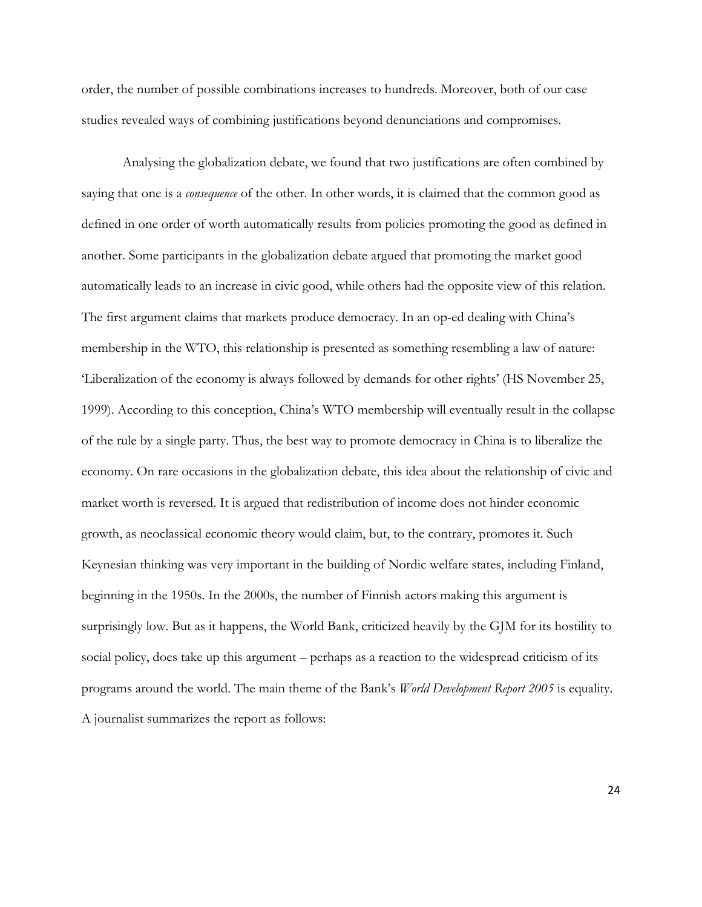order, the number of possible combinations increases to hundreds. Moreover, both of our case studies revealed ways of combining justifications beyond denunciations and compromises.

Analysing the globalization debate, we found that two justifications are often combined by saying that one is a *consequence* of the other. In other words, it is claimed that the common good as defined in one order of worth automatically results from policies promoting the good as defined in another. Some participants in the globalization debate argued that promoting the market good automatically leads to an increase in civic good, while others had the opposite view of this relation. The first argument claims that markets produce democracy. In an op-ed dealing with China's membership in the WTO, this relationship is presented as something resembling a law of nature: 'Liberalization of the economy is always followed by demands for other rights' (HS November 25, 1999). According to this conception, China's WTO membership will eventually result in the collapse of the rule by a single party. Thus, the best way to promote democracy in China is to liberalize the economy. On rare occasions in the globalization debate, this idea about the relationship of civic and market worth is reversed. It is argued that redistribution of income does not hinder economic growth, as neoclassical economic theory would claim, but, to the contrary, promotes it. Such Keynesian thinking was very important in the building of Nordic welfare states, including Finland, beginning in the 1950s. In the 2000s, the number of Finnish actors making this argument is surprisingly low. But as it happens, the World Bank, criticized heavily by the GJM for its hostility to social policy, does take up this argument – perhaps as a reaction to the widespread criticism of its programs around the world. The main theme of the Bank's *World Development Report 2005* is equality. A journalist summarizes the report as follows: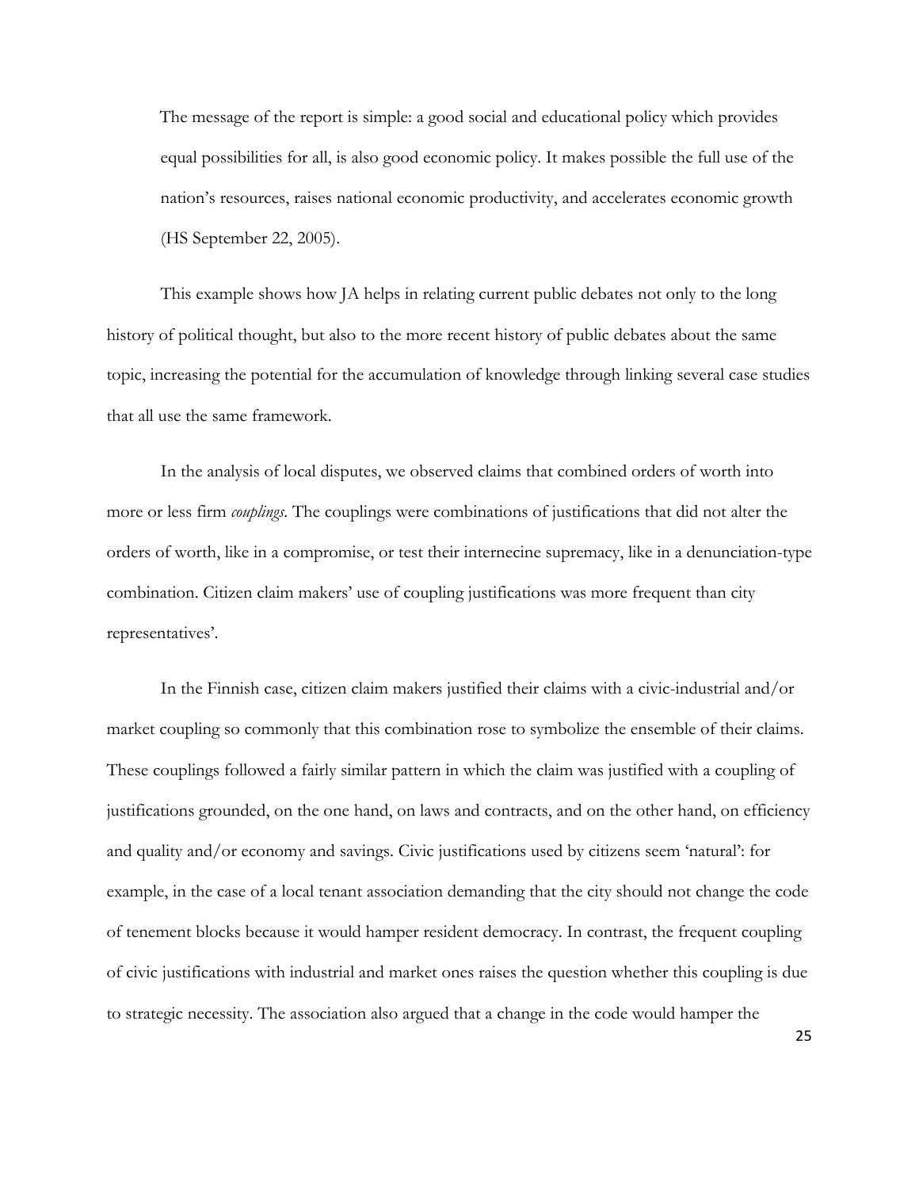> The message of the report is simple: a good social and educational policy which provides equal possibilities for all, is also good economic policy. It makes possible the full use of the nation's resources, raises national economic productivity, and accelerates economic growth (HS September 22, 2005).

This example shows how JA helps in relating current public debates not only to the long history of political thought, but also to the more recent history of public debates about the same topic, increasing the potential for the accumulation of knowledge through linking several case studies that all use the same framework.

In the analysis of local disputes, we observed claims that combined orders of worth into more or less firm *couplings*. The couplings were combinations of justifications that did not alter the orders of worth, like in a compromise, or test their internecine supremacy, like in a denunciation-type combination. Citizen claim makers' use of coupling justifications was more frequent than city representatives'.

In the Finnish case, citizen claim makers justified their claims with a civic-industrial and/or market coupling so commonly that this combination rose to symbolize the ensemble of their claims. These couplings followed a fairly similar pattern in which the claim was justified with a coupling of justifications grounded, on the one hand, on laws and contracts, and on the other hand, on efficiency and quality and/or economy and savings. Civic justifications used by citizens seem 'natural': for example, in the case of a local tenant association demanding that the city should not change the code of tenement blocks because it would hamper resident democracy. In contrast, the frequent coupling of civic justifications with industrial and market ones raises the question whether this coupling is due to strategic necessity. The association also argued that a change in the code would hamper the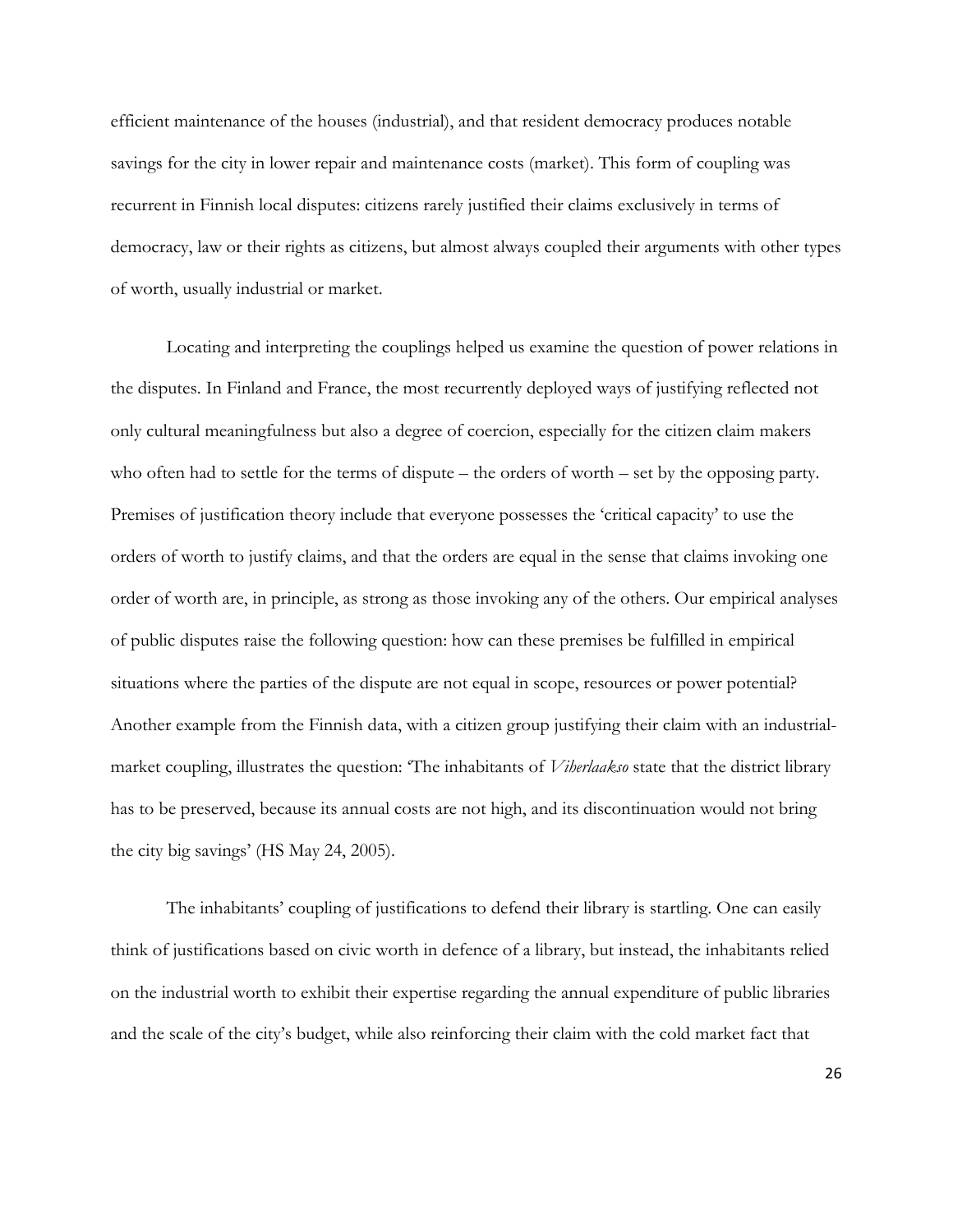efficient maintenance of the houses (industrial), and that resident democracy produces notable savings for the city in lower repair and maintenance costs (market). This form of coupling was recurrent in Finnish local disputes: citizens rarely justified their claims exclusively in terms of democracy, law or their rights as citizens, but almost always coupled their arguments with other types of worth, usually industrial or market.

Locating and interpreting the couplings helped us examine the question of power relations in the disputes. In Finland and France, the most recurrently deployed ways of justifying reflected not only cultural meaningfulness but also a degree of coercion, especially for the citizen claim makers who often had to settle for the terms of dispute – the orders of worth – set by the opposing party. Premises of justification theory include that everyone possesses the 'critical capacity' to use the orders of worth to justify claims, and that the orders are equal in the sense that claims invoking one order of worth are, in principle, as strong as those invoking any of the others. Our empirical analyses of public disputes raise the following question: how can these premises be fulfilled in empirical situations where the parties of the dispute are not equal in scope, resources or power potential? Another example from the Finnish data, with a citizen group justifying their claim with an industrial-market coupling, illustrates the question: 'The inhabitants of *Viherlaakso* state that the district library has to be preserved, because its annual costs are not high, and its discontinuation would not bring the city big savings' (HS May 24, 2005).

The inhabitants' coupling of justifications to defend their library is startling. One can easily think of justifications based on civic worth in defence of a library, but instead, the inhabitants relied on the industrial worth to exhibit their expertise regarding the annual expenditure of public libraries and the scale of the city's budget, while also reinforcing their claim with the cold market fact that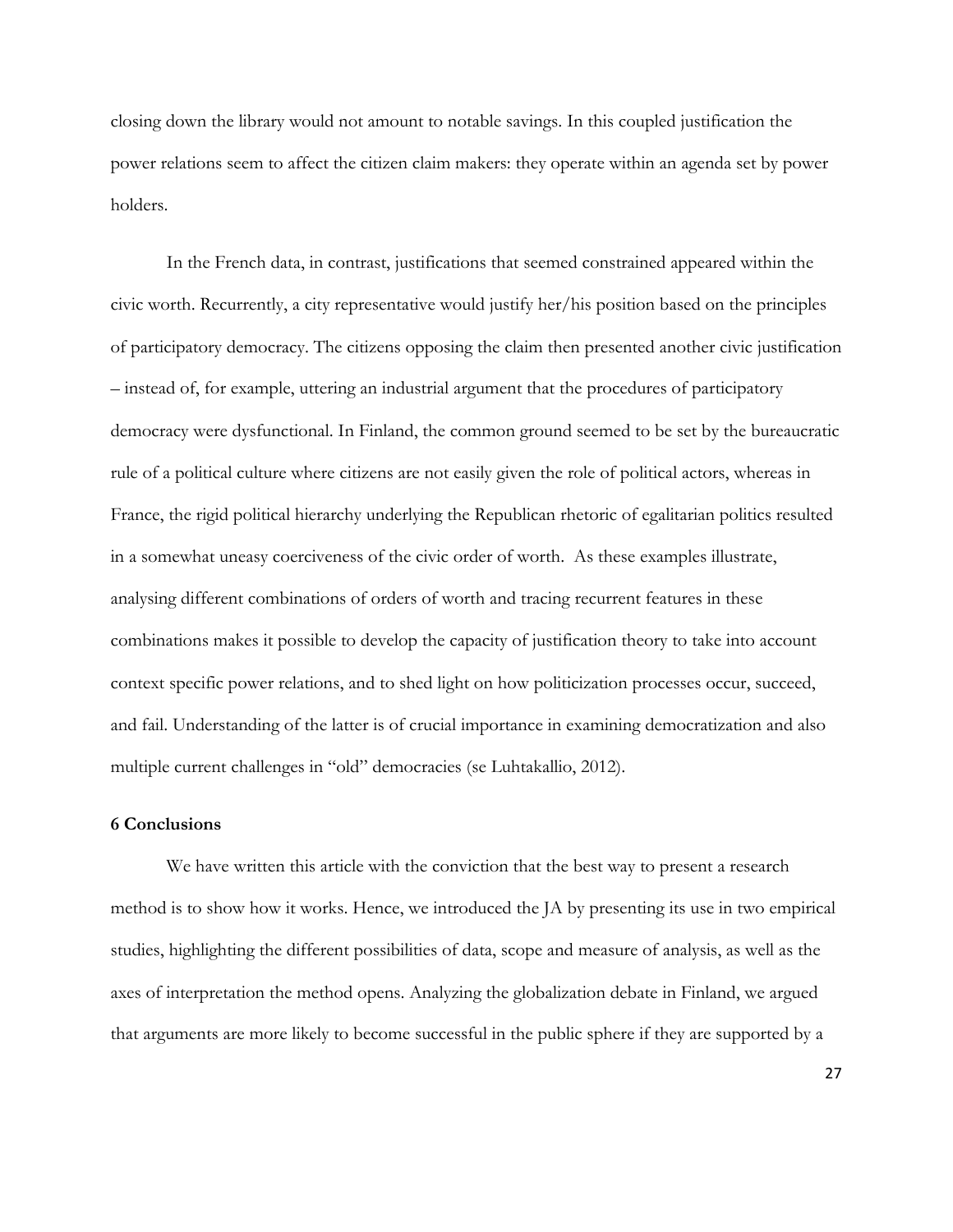closing down the library would not amount to notable savings. In this coupled justification the power relations seem to affect the citizen claim makers: they operate within an agenda set by power holders.

In the French data, in contrast, justifications that seemed constrained appeared within the civic worth. Recurrently, a city representative would justify her/his position based on the principles of participatory democracy. The citizens opposing the claim then presented another civic justification – instead of, for example, uttering an industrial argument that the procedures of participatory democracy were dysfunctional. In Finland, the common ground seemed to be set by the bureaucratic rule of a political culture where citizens are not easily given the role of political actors, whereas in France, the rigid political hierarchy underlying the Republican rhetoric of egalitarian politics resulted in a somewhat uneasy coerciveness of the civic order of worth. As these examples illustrate, analysing different combinations of orders of worth and tracing recurrent features in these combinations makes it possible to develop the capacity of justification theory to take into account context specific power relations, and to shed light on how politicization processes occur, succeed, and fail. Understanding of the latter is of crucial importance in examining democratization and also multiple current challenges in "old" democracies (se Luhtakallio, 2012).

## 6 Conclusions

We have written this article with the conviction that the best way to present a research method is to show how it works. Hence, we introduced the JA by presenting its use in two empirical studies, highlighting the different possibilities of data, scope and measure of analysis, as well as the axes of interpretation the method opens. Analyzing the globalization debate in Finland, we argued that arguments are more likely to become successful in the public sphere if they are supported by a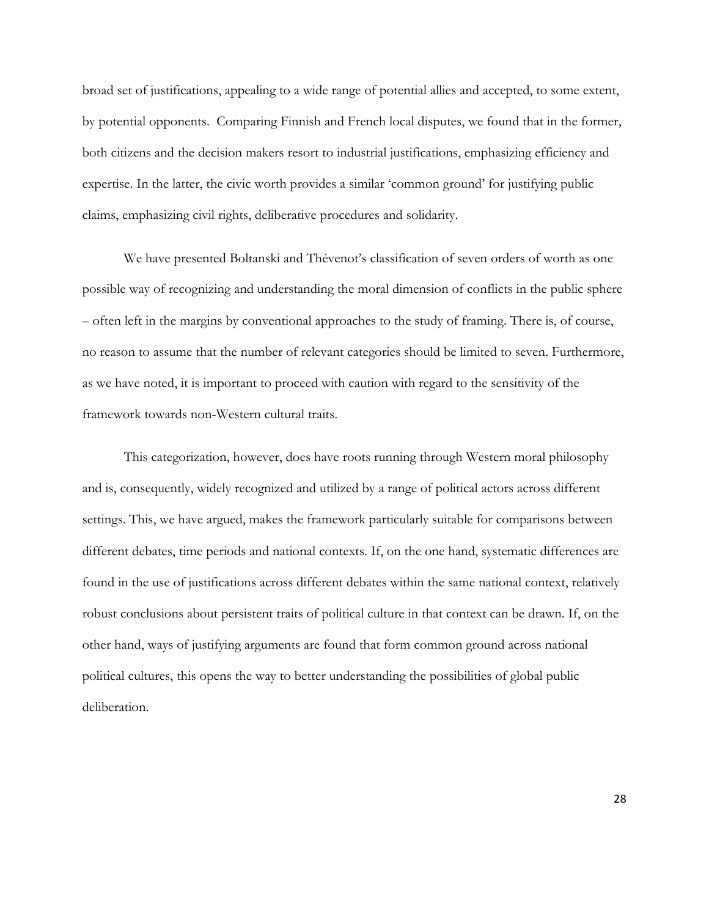broad set of justifications, appealing to a wide range of potential allies and accepted, to some extent, by potential opponents. Comparing Finnish and French local disputes, we found that in the former, both citizens and the decision makers resort to industrial justifications, emphasizing efficiency and expertise. In the latter, the civic worth provides a similar 'common ground' for justifying public claims, emphasizing civil rights, deliberative procedures and solidarity.

We have presented Boltanski and Thévenot's classification of seven orders of worth as one possible way of recognizing and understanding the moral dimension of conflicts in the public sphere – often left in the margins by conventional approaches to the study of framing. There is, of course, no reason to assume that the number of relevant categories should be limited to seven. Furthermore, as we have noted, it is important to proceed with caution with regard to the sensitivity of the framework towards non-Western cultural traits.

This categorization, however, does have roots running through Western moral philosophy and is, consequently, widely recognized and utilized by a range of political actors across different settings. This, we have argued, makes the framework particularly suitable for comparisons between different debates, time periods and national contexts. If, on the one hand, systematic differences are found in the use of justifications across different debates within the same national context, relatively robust conclusions about persistent traits of political culture in that context can be drawn. If, on the other hand, ways of justifying arguments are found that form common ground across national political cultures, this opens the way to better understanding the possibilities of global public deliberation.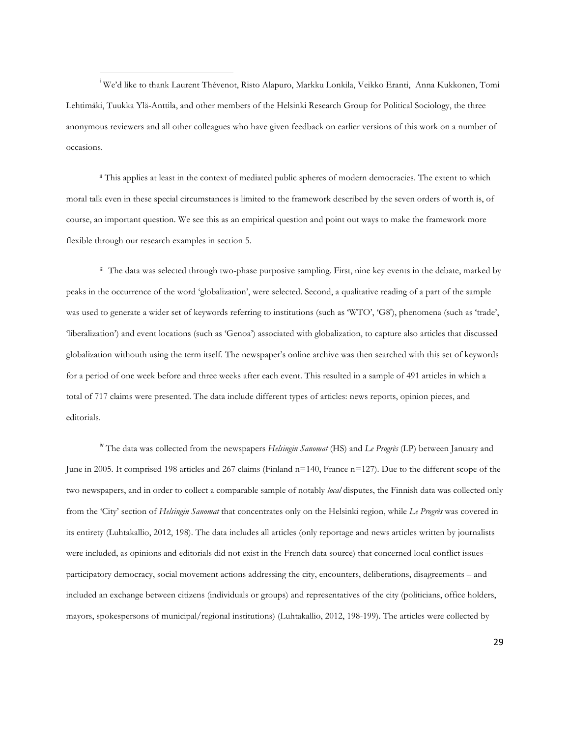[i] We'd like to thank Laurent Thévenot, Risto Alapuro, Markku Lonkila, Veikko Eranti, Anna Kukkonen, Tomi Lehtimäki, Tuukka Ylä-Anttila, and other members of the Helsinki Research Group for Political Sociology, the three anonymous reviewers and all other colleagues who have given feedback on earlier versions of this work on a number of occasions.

[ii] This applies at least in the context of mediated public spheres of modern democracies. The extent to which moral talk even in these special circumstances is limited to the framework described by the seven orders of worth is, of course, an important question. We see this as an empirical question and point out ways to make the framework more flexible through our research examples in section 5.

[iii] The data was selected through two-phase purposive sampling. First, nine key events in the debate, marked by peaks in the occurrence of the word 'globalization', were selected. Second, a qualitative reading of a part of the sample was used to generate a wider set of keywords referring to institutions (such as 'WTO', 'G8'), phenomena (such as 'trade', 'liberalization') and event locations (such as 'Genoa') associated with globalization, to capture also articles that discussed globalization withouth using the term itself. The newspaper's online archive was then searched with this set of keywords for a period of one week before and three weeks after each event. This resulted in a sample of 491 articles in which a total of 717 claims were presented. The data include different types of articles: news reports, opinion pieces, and editorials.

[iv] The data was collected from the newspapers *Helsingin Sanomat* (HS) and *Le Progrès* (LP) between January and June in 2005. It comprised 198 articles and 267 claims (Finland n=140, France n=127). Due to the different scope of the two newspapers, and in order to collect a comparable sample of notably *local* disputes, the Finnish data was collected only from the 'City' section of *Helsingin Sanomat* that concentrates only on the Helsinki region, while *Le Progrès* was covered in its entirety (Luhtakallio, 2012, 198). The data includes all articles (only reportage and news articles written by journalists were included, as opinions and editorials did not exist in the French data source) that concerned local conflict issues – participatory democracy, social movement actions addressing the city, encounters, deliberations, disagreements – and included an exchange between citizens (individuals or groups) and representatives of the city (politicians, office holders, mayors, spokespersons of municipal/regional institutions) (Luhtakallio, 2012, 198-199). The articles were collected by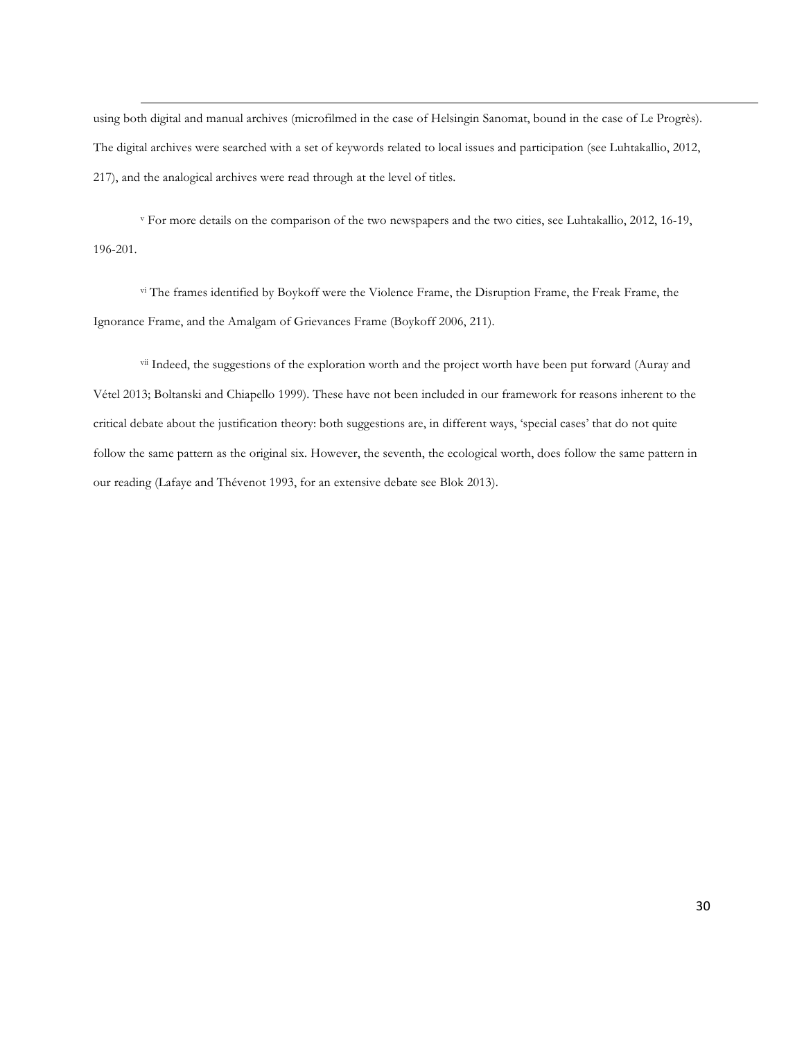using both digital and manual archives (microfilmed in the case of Helsingin Sanomat, bound in the case of Le Progrès). The digital archives were searched with a set of keywords related to local issues and participation (see Luhtakallio, 2012, 217), and the analogical archives were read through at the level of titles.

[v] For more details on the comparison of the two newspapers and the two cities, see Luhtakallio, 2012, 16-19, 196-201.

[vi] The frames identified by Boykoff were the Violence Frame, the Disruption Frame, the Freak Frame, the Ignorance Frame, and the Amalgam of Grievances Frame (Boykoff 2006, 211).

[vii] Indeed, the suggestions of the exploration worth and the project worth have been put forward (Auray and Vétel 2013; Boltanski and Chiapello 1999). These have not been included in our framework for reasons inherent to the critical debate about the justification theory: both suggestions are, in different ways, 'special cases' that do not quite follow the same pattern as the original six. However, the seventh, the ecological worth, does follow the same pattern in our reading (Lafaye and Thévenot 1993, for an extensive debate see Blok 2013).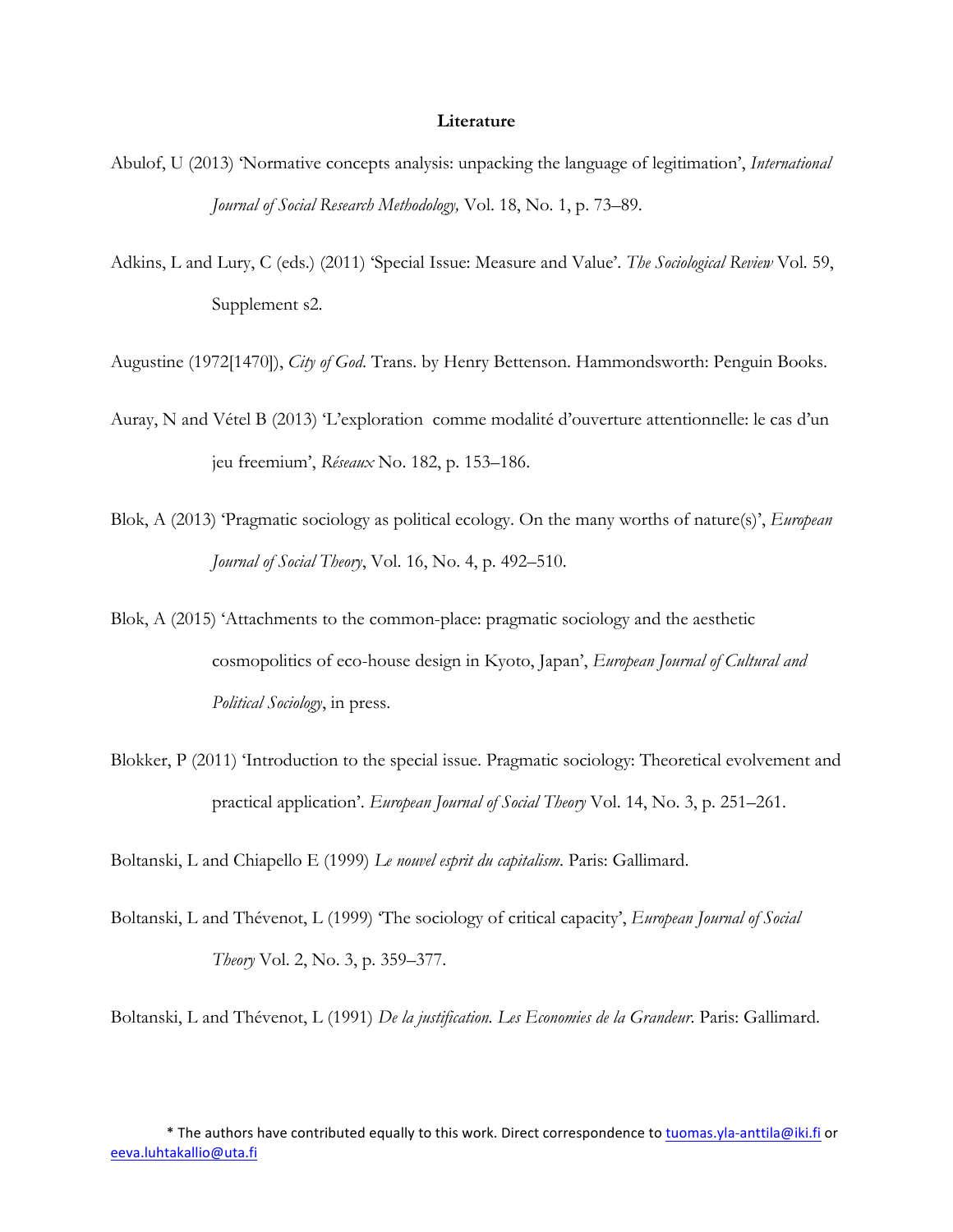**Literature**

Abulof, U (2013) 'Normative concepts analysis: unpacking the language of legitimation', *International Journal of Social Research Methodology,* Vol. 18, No. 1, p. 73–89.

Adkins, L and Lury, C (eds.) (2011) 'Special Issue: Measure and Value'. *The Sociological Review* Vol. 59, Supplement s2.

Augustine (1972[1470]), *City of God*. Trans. by Henry Bettenson. Hammondsworth: Penguin Books.

Auray, N and Vétel B (2013) 'L'exploration  comme modalité d'ouverture attentionnelle: le cas d'un jeu freemium', *Réseaux* No. 182, p. 153–186.

Blok, A (2013) 'Pragmatic sociology as political ecology. On the many worths of nature(s)', *European Journal of Social Theory*, Vol. 16, No. 4, p. 492–510.

Blok, A (2015) 'Attachments to the common-place: pragmatic sociology and the aesthetic cosmopolitics of eco-house design in Kyoto, Japan', *European Journal of Cultural and Political Sociology*, in press.

Blokker, P (2011) 'Introduction to the special issue. Pragmatic sociology: Theoretical evolvement and practical application'. *European Journal of Social Theory* Vol. 14, No. 3, p. 251–261.

Boltanski, L and Chiapello E (1999) *Le nouvel esprit du capitalism*. Paris: Gallimard.

Boltanski, L and Thévenot, L (1999) 'The sociology of critical capacity', *European Journal of Social Theory* Vol. 2, No. 3, p. 359–377.

Boltanski, L and Thévenot, L (1991) *De la justification. Les Economies de la Grandeur.* Paris: Gallimard.

* The authors have contributed equally to this work. Direct correspondence to tuomas.yla-anttila@iki.fi or eeva.luhtakallio@uta.fi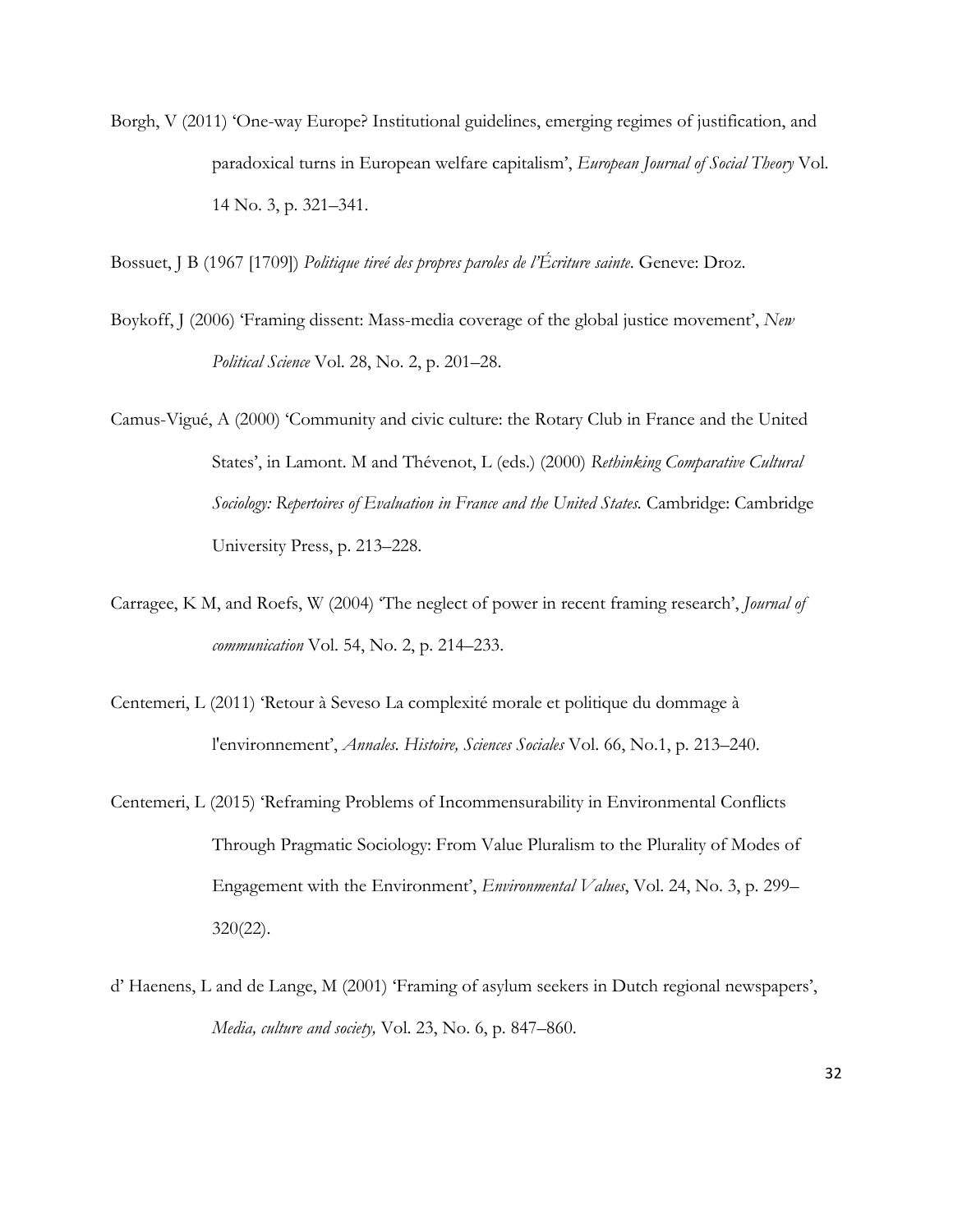Borgh, V (2011) 'One-way Europe? Institutional guidelines, emerging regimes of justification, and paradoxical turns in European welfare capitalism', *European Journal of Social Theory* Vol. 14 No. 3, p. 321–341.

Bossuet, J B (1967 [1709]) *Politique tireé des propres paroles de l'Écriture sainte*. Geneve: Droz.

Boykoff, J (2006) 'Framing dissent: Mass-media coverage of the global justice movement', *New Political Science* Vol. 28, No. 2, p. 201–28.

Camus-Vigué, A (2000) 'Community and civic culture: the Rotary Club in France and the United States', in Lamont. M and Thévenot, L (eds.) (2000) *Rethinking Comparative Cultural Sociology: Repertoires of Evaluation in France and the United States*. Cambridge: Cambridge University Press, p. 213–228.

Carragee, K M, and Roefs, W (2004) 'The neglect of power in recent framing research', *Journal of communication* Vol. 54, No. 2, p. 214–233.

Centemeri, L (2011) 'Retour à Seveso La complexité morale et politique du dommage à l'environnement', *Annales. Histoire, Sciences Sociales* Vol. 66, No.1, p. 213–240.

Centemeri, L (2015) 'Reframing Problems of Incommensurability in Environmental Conflicts Through Pragmatic Sociology: From Value Pluralism to the Plurality of Modes of Engagement with the Environment', *Environmental Values*, Vol. 24, No. 3, p. 299–320(22).

d' Haenens, L and de Lange, M (2001) 'Framing of asylum seekers in Dutch regional newspapers', *Media, culture and society,* Vol. 23, No. 6, p. 847–860.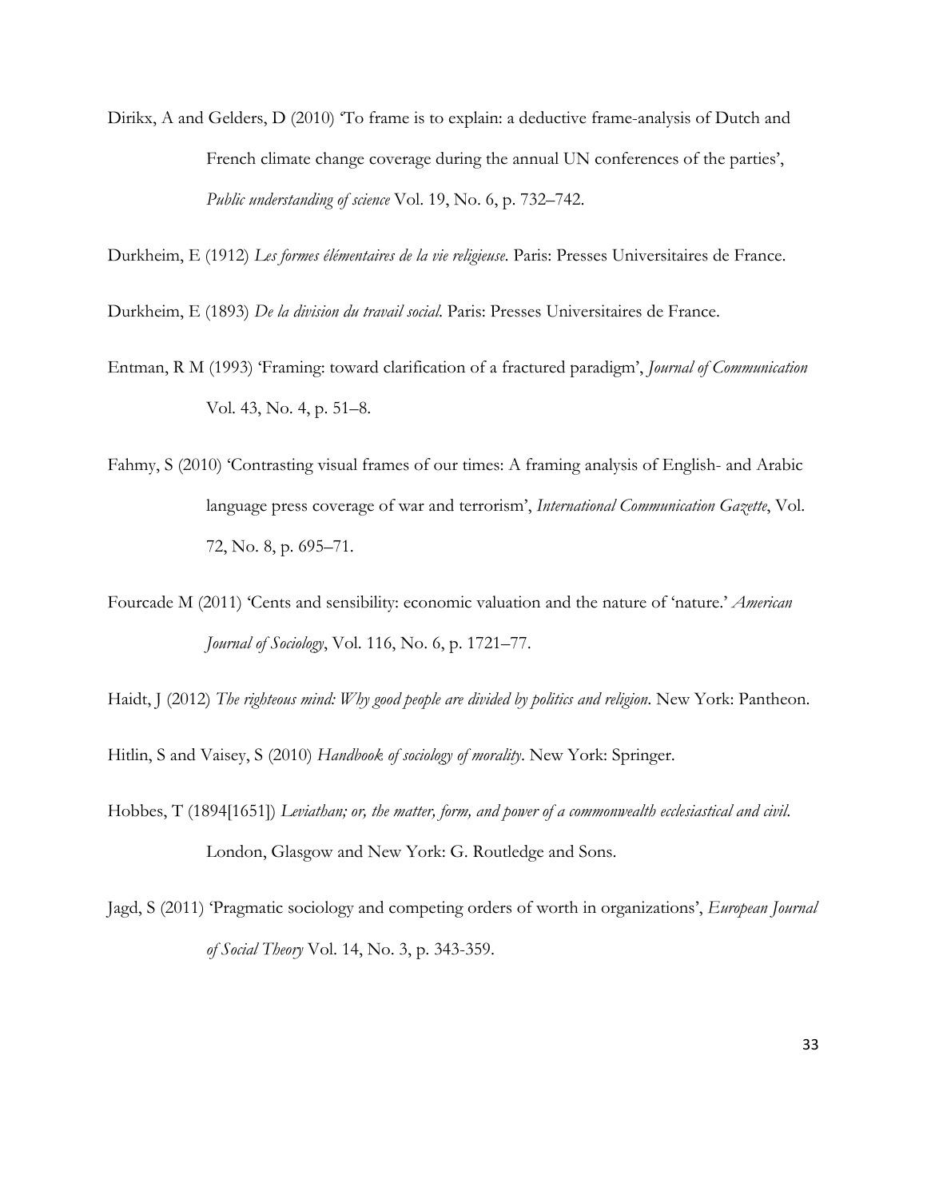Dirikx, A and Gelders, D (2010) 'To frame is to explain: a deductive frame-analysis of Dutch and French climate change coverage during the annual UN conferences of the parties', *Public understanding of science* Vol. 19, No. 6, p. 732–742.

Durkheim, E (1912) *Les formes élémentaires de la vie religieuse*. Paris: Presses Universitaires de France.

Durkheim, E (1893) *De la division du travail social*. Paris: Presses Universitaires de France.

Entman, R M (1993) 'Framing: toward clarification of a fractured paradigm', *Journal of Communication* Vol. 43, No. 4, p. 51–8.

Fahmy, S (2010) 'Contrasting visual frames of our times: A framing analysis of English- and Arabic language press coverage of war and terrorism', *International Communication Gazette*, Vol. 72, No. 8, p. 695–71.

Fourcade M (2011) 'Cents and sensibility: economic valuation and the nature of 'nature.' *American Journal of Sociology*, Vol. 116, No. 6, p. 1721–77.

Haidt, J (2012) *The righteous mind: Why good people are divided by politics and religion*. New York: Pantheon.

Hitlin, S and Vaisey, S (2010) *Handbook of sociology of morality*. New York: Springer.

Hobbes, T (1894[1651]) *Leviathan; or, the matter, form, and power of a commonwealth ecclesiastical and civil*. London, Glasgow and New York: G. Routledge and Sons.

Jagd, S (2011) 'Pragmatic sociology and competing orders of worth in organizations', *European Journal of Social Theory* Vol. 14, No. 3, p. 343-359.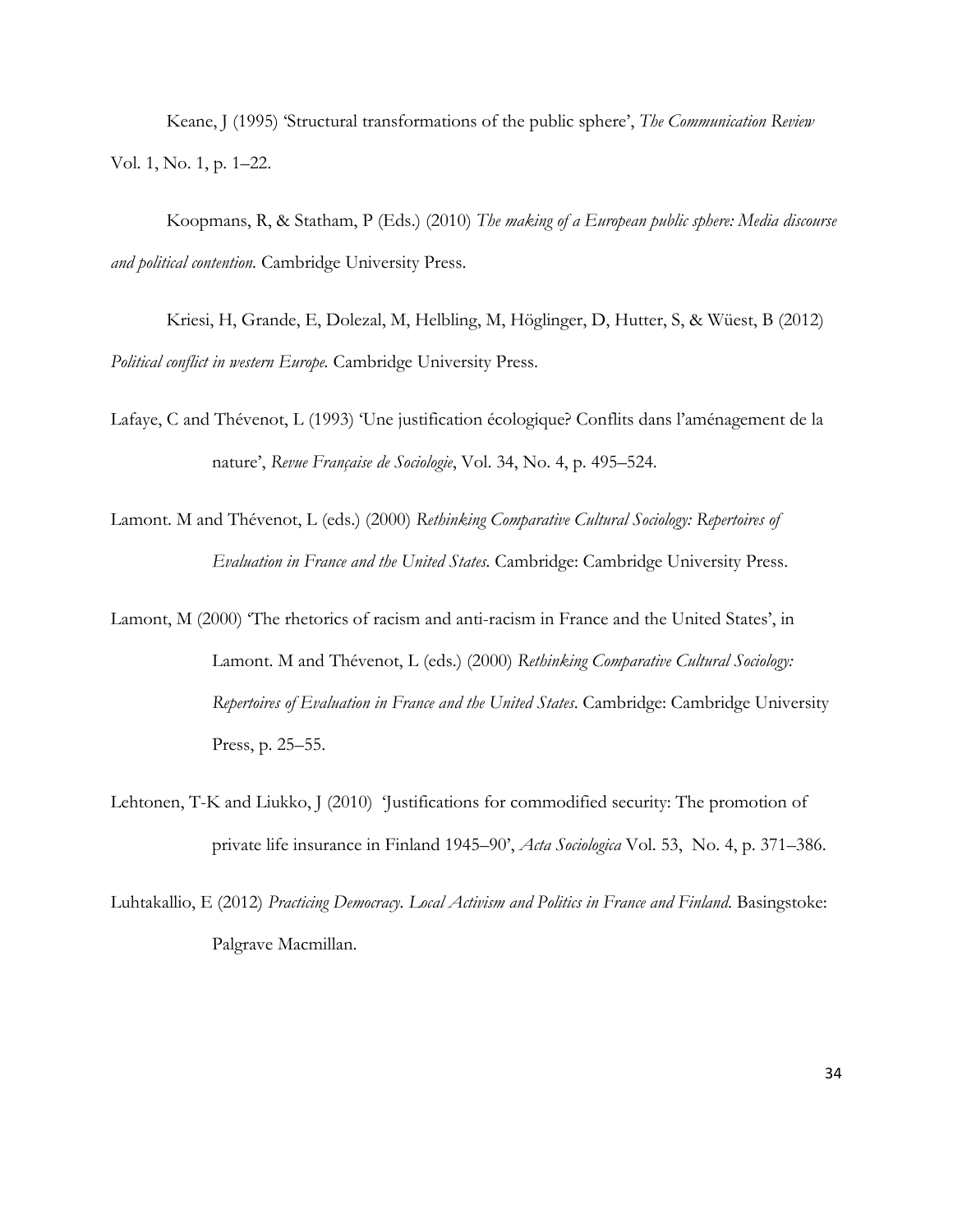Keane, J (1995) 'Structural transformations of the public sphere', *The Communication Review* Vol. 1, No. 1, p. 1–22.

Koopmans, R, & Statham, P (Eds.) (2010) *The making of a European public sphere: Media discourse and political contention.* Cambridge University Press.

Kriesi, H, Grande, E, Dolezal, M, Helbling, M, Höglinger, D, Hutter, S, & Wüest, B (2012) *Political conflict in western Europe.* Cambridge University Press.

Lafaye, C and Thévenot, L (1993) 'Une justification écologique? Conflits dans l'aménagement de la nature', *Revue Française de Sociologie*, Vol. 34, No. 4, p. 495–524.

Lamont. M and Thévenot, L (eds.) (2000) *Rethinking Comparative Cultural Sociology: Repertoires of Evaluation in France and the United States*. Cambridge: Cambridge University Press.

Lamont, M (2000) 'The rhetorics of racism and anti-racism in France and the United States', in Lamont. M and Thévenot, L (eds.) (2000) *Rethinking Comparative Cultural Sociology: Repertoires of Evaluation in France and the United States*. Cambridge: Cambridge University Press, p. 25–55.

Lehtonen, T-K and Liukko, J (2010) 'Justifications for commodified security: The promotion of private life insurance in Finland 1945–90', *Acta Sociologica* Vol. 53, No. 4, p. 371–386.

Luhtakallio, E (2012) *Practicing Democracy. Local Activism and Politics in France and Finland*. Basingstoke: Palgrave Macmillan.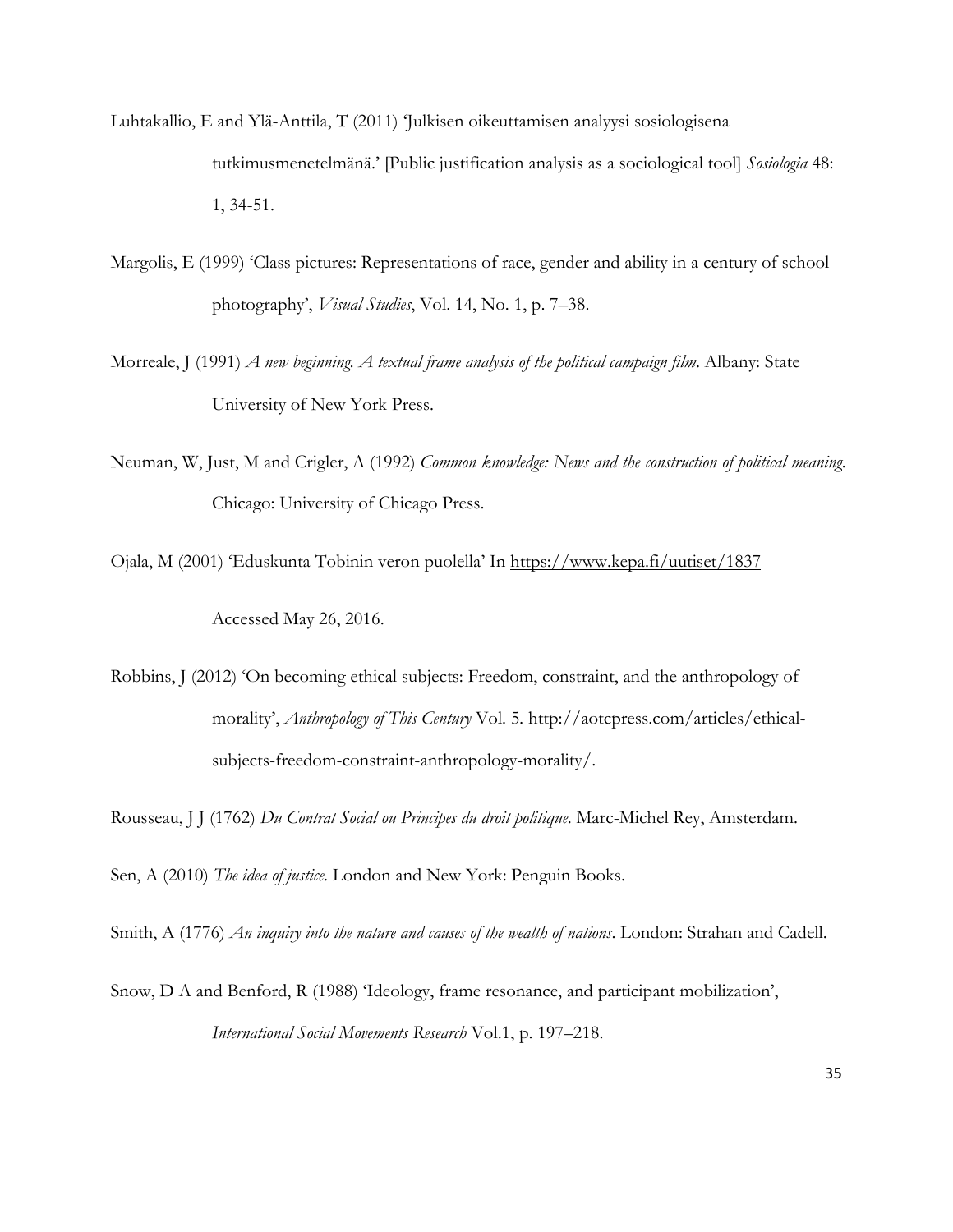Luhtakallio, E and Ylä-Anttila, T (2011) 'Julkisen oikeuttamisen analyysi sosiologisena tutkimusmenetelmänä.' [Public justification analysis as a sociological tool] *Sosiologia* 48: 1, 34-51.

Margolis, E (1999) 'Class pictures: Representations of race, gender and ability in a century of school photography', *Visual Studies*, Vol. 14, No. 1, p. 7–38.

Morreale, J (1991) *A new beginning. A textual frame analysis of the political campaign film*. Albany: State University of New York Press.

Neuman, W, Just, M and Crigler, A (1992) *Common knowledge: News and the construction of political meaning*. Chicago: University of Chicago Press.

Ojala, M (2001) 'Eduskunta Tobinin veron puolella' In https://www.kepa.fi/uutiset/1837 Accessed May 26, 2016.

Robbins, J (2012) 'On becoming ethical subjects: Freedom, constraint, and the anthropology of morality', *Anthropology of This Century* Vol. 5. http://aotcpress.com/articles/ethical-subjects-freedom-constraint-anthropology-morality/.

Rousseau, J J (1762) *Du Contrat Social ou Principes du droit politique*. Marc-Michel Rey, Amsterdam.

Sen, A (2010) *The idea of justice*. London and New York: Penguin Books.

Smith, A (1776) *An inquiry into the nature and causes of the wealth of nations*. London: Strahan and Cadell.

Snow, D A and Benford, R (1988) 'Ideology, frame resonance, and participant mobilization', *International Social Movements Research* Vol.1, p. 197–218.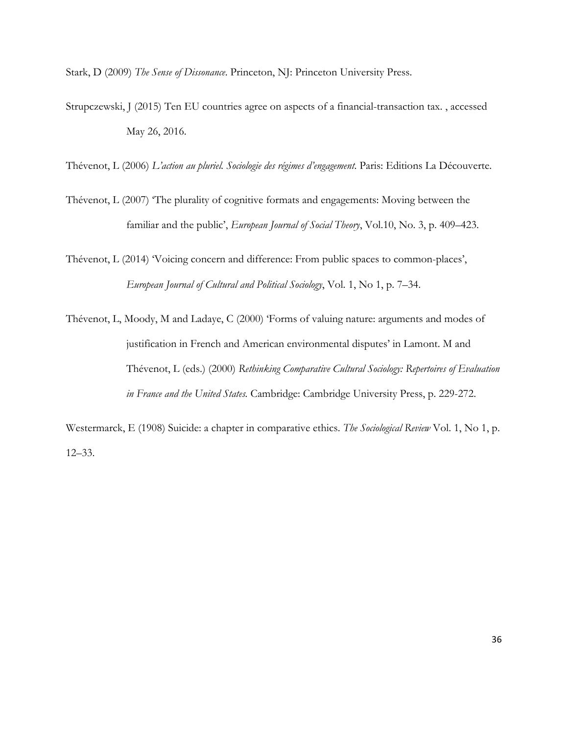Stark, D (2009) *The Sense of Dissonance*. Princeton, NJ: Princeton University Press.

Strupczewski, J (2015) Ten EU countries agree on aspects of a financial-transaction tax. , accessed May 26, 2016.

Thévenot, L (2006) *L'action au pluriel. Sociologie des régimes d'engagement*. Paris: Editions La Découverte.

Thévenot, L (2007) 'The plurality of cognitive formats and engagements: Moving between the familiar and the public', *European Journal of Social Theory*, Vol.10, No. 3, p. 409–423.

Thévenot, L (2014) 'Voicing concern and difference: From public spaces to common-places', *European Journal of Cultural and Political Sociology*, Vol. 1, No 1, p. 7–34.

Thévenot, L, Moody, M and Ladaye, C (2000) 'Forms of valuing nature: arguments and modes of justification in French and American environmental disputes' in Lamont. M and Thévenot, L (eds.) (2000) *Rethinking Comparative Cultural Sociology: Repertoires of Evaluation in France and the United States.* Cambridge: Cambridge University Press, p. 229-272.

Westermarck, E (1908) Suicide: a chapter in comparative ethics. *The Sociological Review* Vol. 1, No 1, p. 12–33.